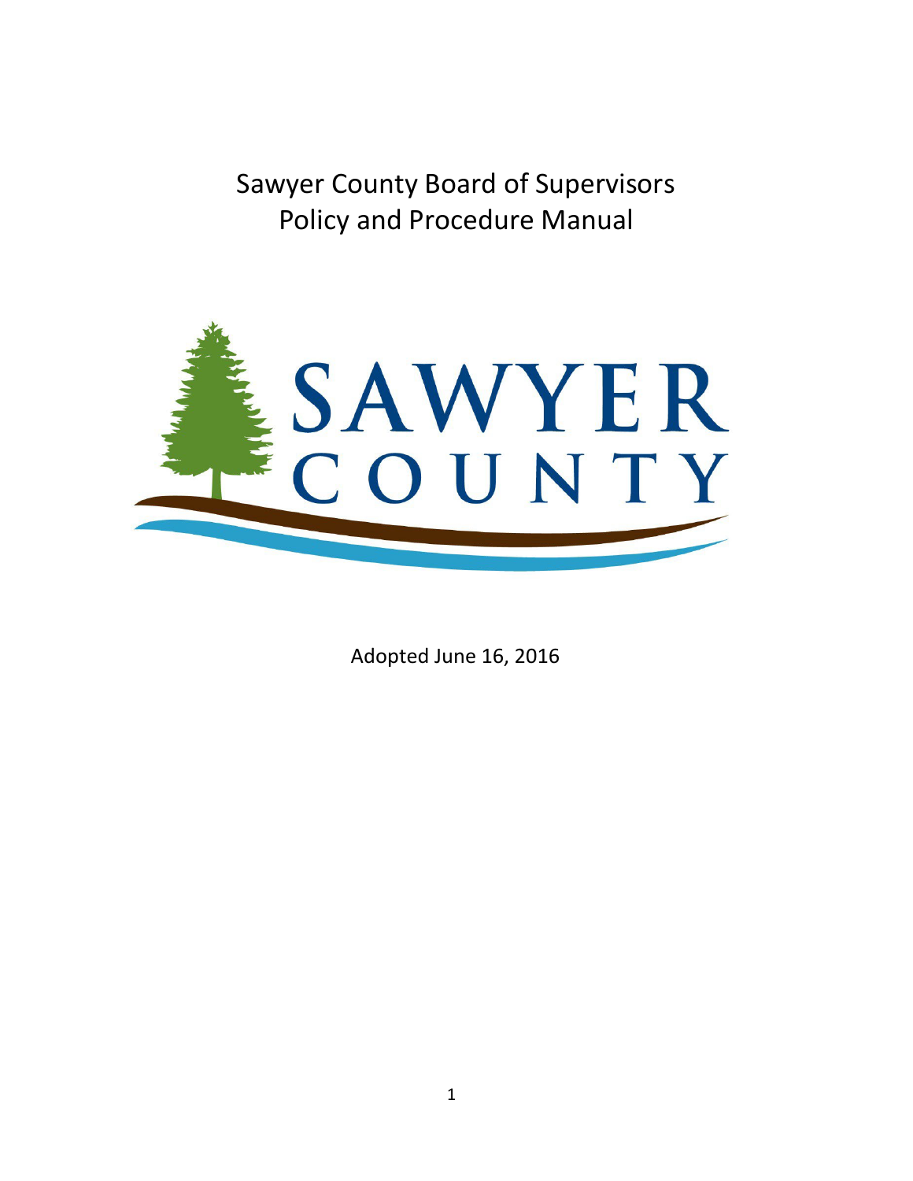# Sawyer County Board of Supervisors Policy and Procedure Manual

SAWYER COUNTY

Adopted June 16, 2016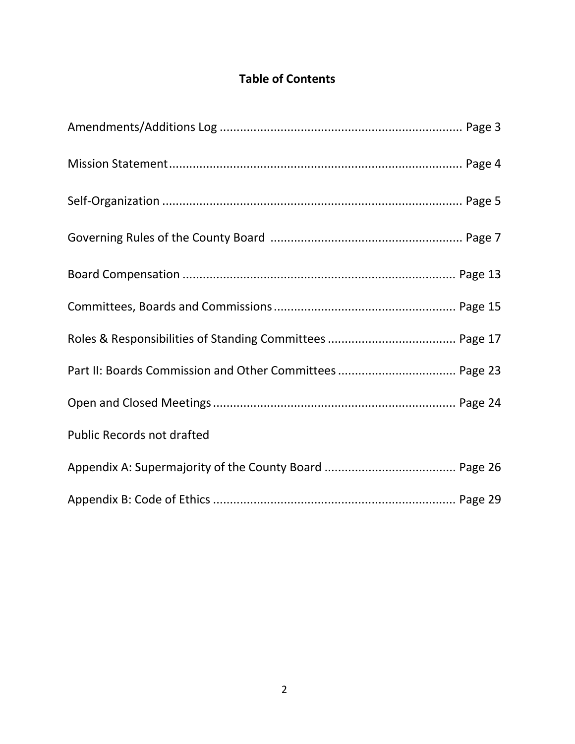# Table of Contents

Amendments/Additions Log ........................................................................ Page 3

Mission Statement....................................................................................... Page 4

Self-Organization ......................................................................................... Page 5

Governing Rules of the County Board ......................................................... Page 7

Board Compensation ................................................................................. Page 13

Committees, Boards and Commissions...................................................... Page 15

Roles & Responsibilities of Standing Committees ...................................... Page 17

Part II: Boards Commission and Other Committees ................................... Page 23

Open and Closed Meetings ........................................................................ Page 24

Public Records not drafted

Appendix A: Supermajority of the County Board ....................................... Page 26

Appendix B: Code of Ethics ......................................................................... Page 29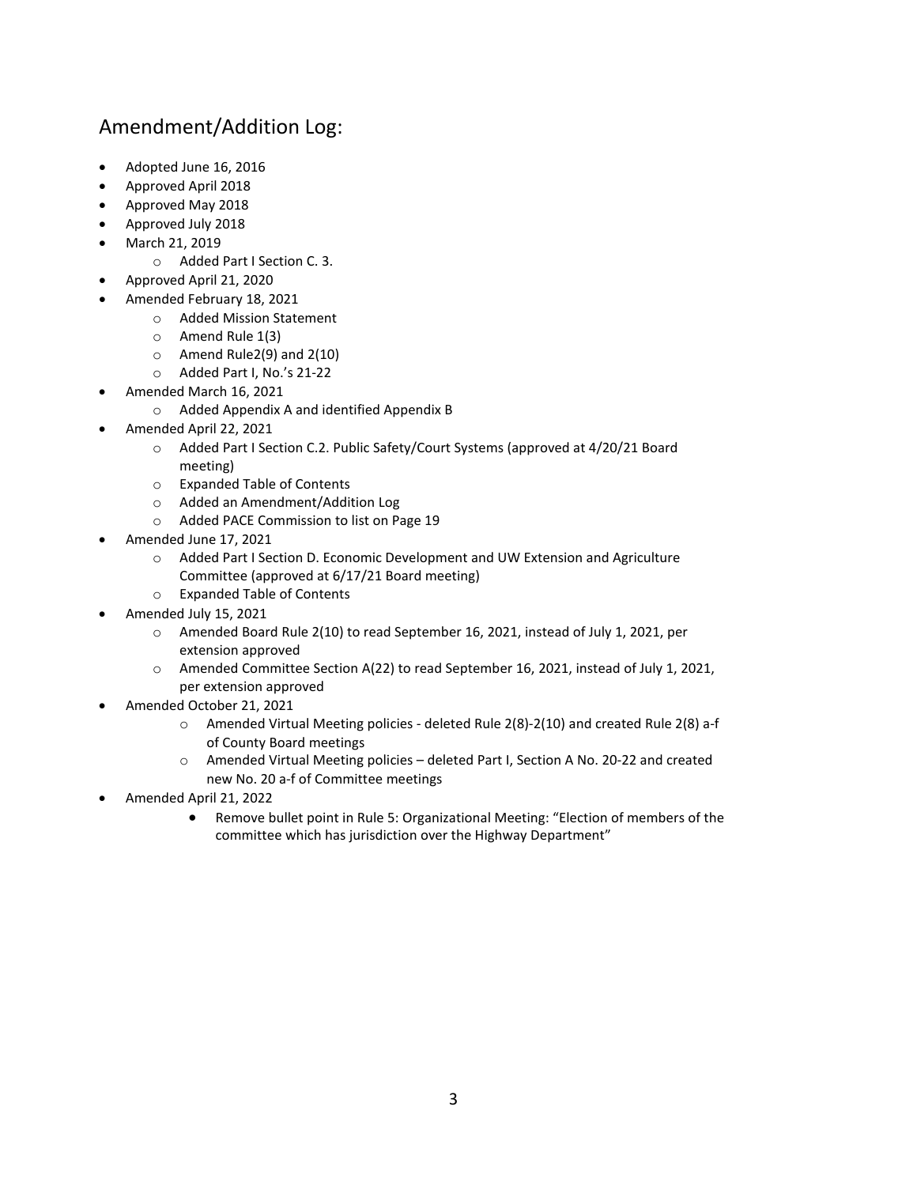## Amendment/Addition Log:

- Adopted June 16, 2016
- Approved April 2018
- Approved May 2018
- Approved July 2018
- March 21, 2019
  - Added Part I Section C. 3.
- Approved April 21, 2020
- Amended February 18, 2021
  - Added Mission Statement
  - Amend Rule 1(3)
  - Amend Rule2(9) and 2(10)
  - Added Part I, No.'s 21-22
- Amended March 16, 2021
  - Added Appendix A and identified Appendix B
- Amended April 22, 2021
  - Added Part I Section C.2. Public Safety/Court Systems (approved at 4/20/21 Board meeting)
  - Expanded Table of Contents
  - Added an Amendment/Addition Log
  - Added PACE Commission to list on Page 19
- Amended June 17, 2021
  - Added Part I Section D. Economic Development and UW Extension and Agriculture Committee (approved at 6/17/21 Board meeting)
  - Expanded Table of Contents
- Amended July 15, 2021
  - Amended Board Rule 2(10) to read September 16, 2021, instead of July 1, 2021, per extension approved
  - Amended Committee Section A(22) to read September 16, 2021, instead of July 1, 2021, per extension approved
- Amended October 21, 2021
  - Amended Virtual Meeting policies - deleted Rule 2(8)-2(10) and created Rule 2(8) a-f of County Board meetings
  - Amended Virtual Meeting policies – deleted Part I, Section A No. 20-22 and created new No. 20 a-f of Committee meetings
- Amended April 21, 2022
  - Remove bullet point in Rule 5: Organizational Meeting: "Election of members of the committee which has jurisdiction over the Highway Department"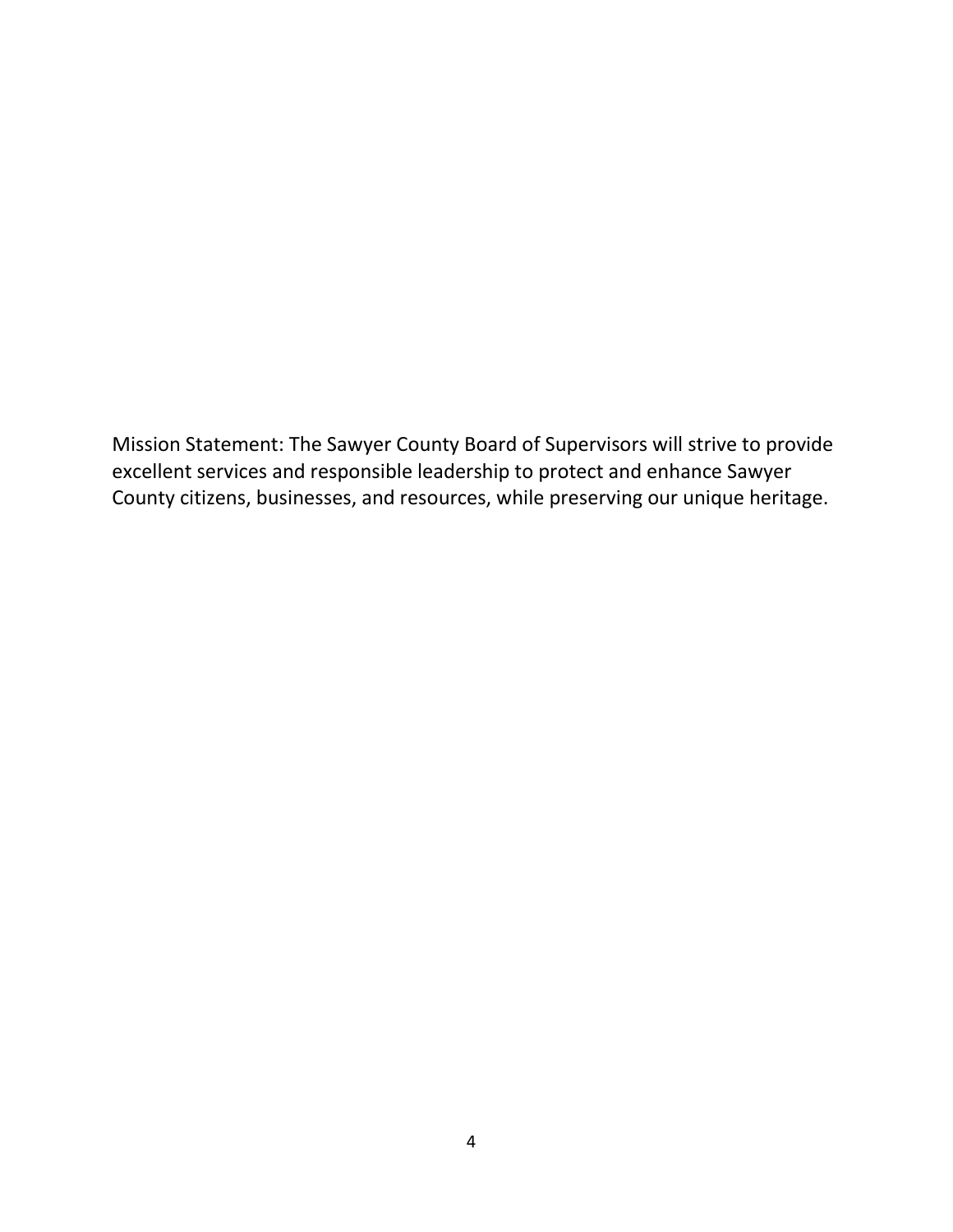Mission Statement: The Sawyer County Board of Supervisors will strive to provide excellent services and responsible leadership to protect and enhance Sawyer County citizens, businesses, and resources, while preserving our unique heritage.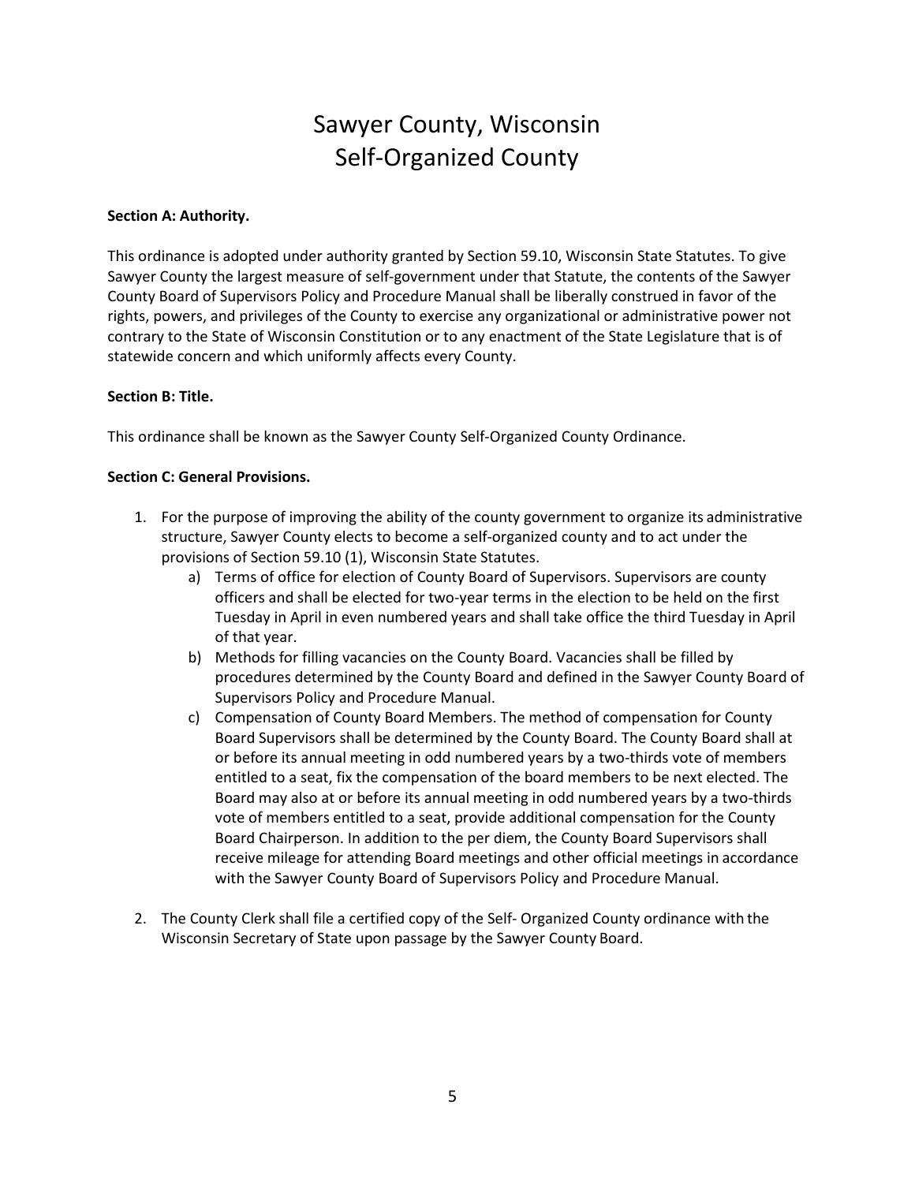# Sawyer County, Wisconsin
# Self-Organized County

**Section A: Authority.**

This ordinance is adopted under authority granted by Section 59.10, Wisconsin State Statutes. To give Sawyer County the largest measure of self-government under that Statute, the contents of the Sawyer County Board of Supervisors Policy and Procedure Manual shall be liberally construed in favor of the rights, powers, and privileges of the County to exercise any organizational or administrative power not contrary to the State of Wisconsin Constitution or to any enactment of the State Legislature that is of statewide concern and which uniformly affects every County.

**Section B: Title.**

This ordinance shall be known as the Sawyer County Self-Organized County Ordinance.

**Section C: General Provisions.**

1. For the purpose of improving the ability of the county government to organize its administrative structure, Sawyer County elects to become a self-organized county and to act under the provisions of Section 59.10 (1), Wisconsin State Statutes.
    a) Terms of office for election of County Board of Supervisors. Supervisors are county officers and shall be elected for two-year terms in the election to be held on the first Tuesday in April in even numbered years and shall take office the third Tuesday in April of that year.
    b) Methods for filling vacancies on the County Board. Vacancies shall be filled by procedures determined by the County Board and defined in the Sawyer County Board of Supervisors Policy and Procedure Manual.
    c) Compensation of County Board Members. The method of compensation for County Board Supervisors shall be determined by the County Board. The County Board shall at or before its annual meeting in odd numbered years by a two-thirds vote of members entitled to a seat, fix the compensation of the board members to be next elected. The Board may also at or before its annual meeting in odd numbered years by a two-thirds vote of members entitled to a seat, provide additional compensation for the County Board Chairperson. In addition to the per diem, the County Board Supervisors shall receive mileage for attending Board meetings and other official meetings in accordance with the Sawyer County Board of Supervisors Policy and Procedure Manual.

2. The County Clerk shall file a certified copy of the Self- Organized County ordinance with the Wisconsin Secretary of State upon passage by the Sawyer County Board.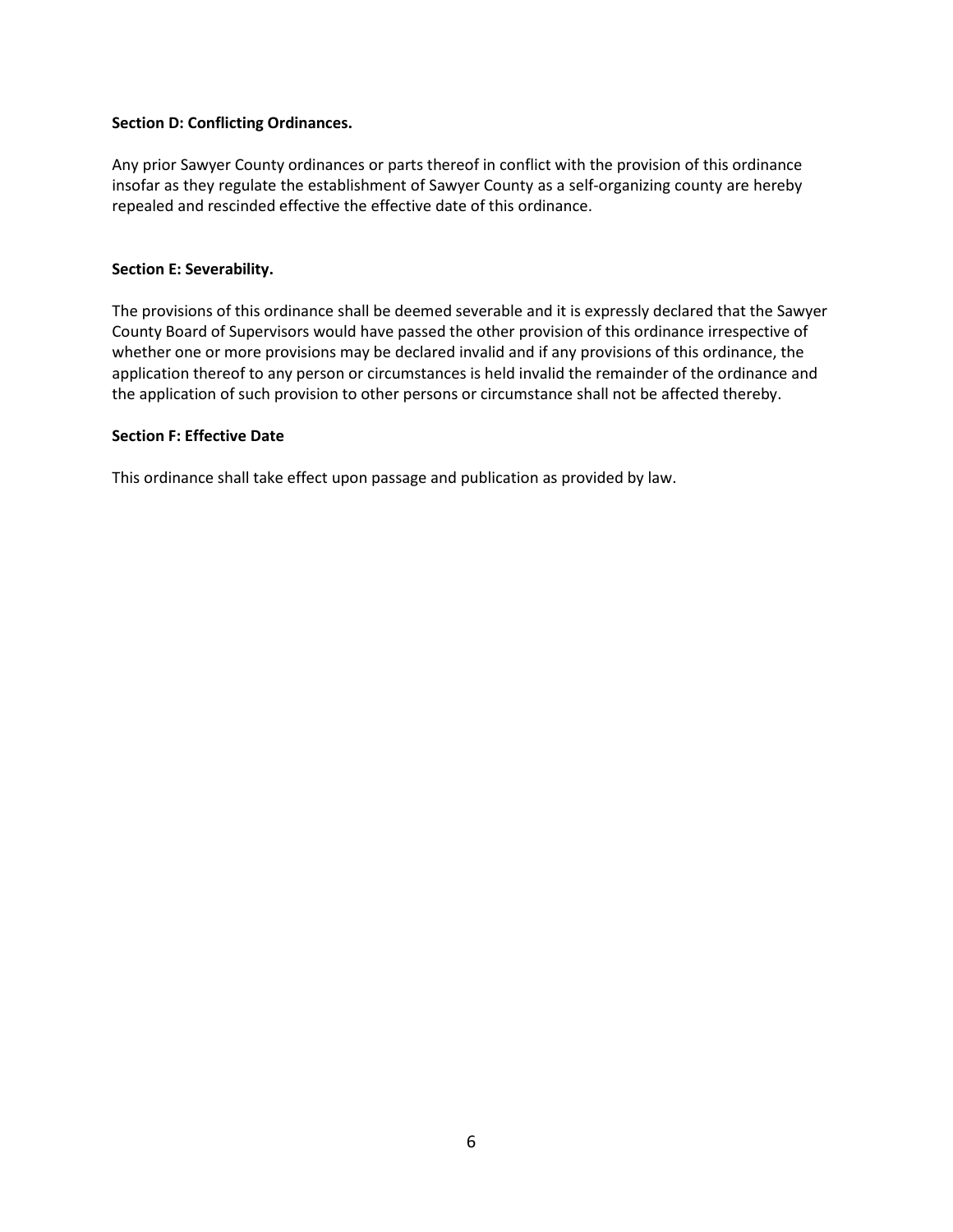**Section D: Conflicting Ordinances.**

Any prior Sawyer County ordinances or parts thereof in conflict with the provision of this ordinance insofar as they regulate the establishment of Sawyer County as a self-organizing county are hereby repealed and rescinded effective the effective date of this ordinance.

**Section E: Severability.**

The provisions of this ordinance shall be deemed severable and it is expressly declared that the Sawyer County Board of Supervisors would have passed the other provision of this ordinance irrespective of whether one or more provisions may be declared invalid and if any provisions of this ordinance, the application thereof to any person or circumstances is held invalid the remainder of the ordinance and the application of such provision to other persons or circumstance shall not be affected thereby.

**Section F: Effective Date**

This ordinance shall take effect upon passage and publication as provided by law.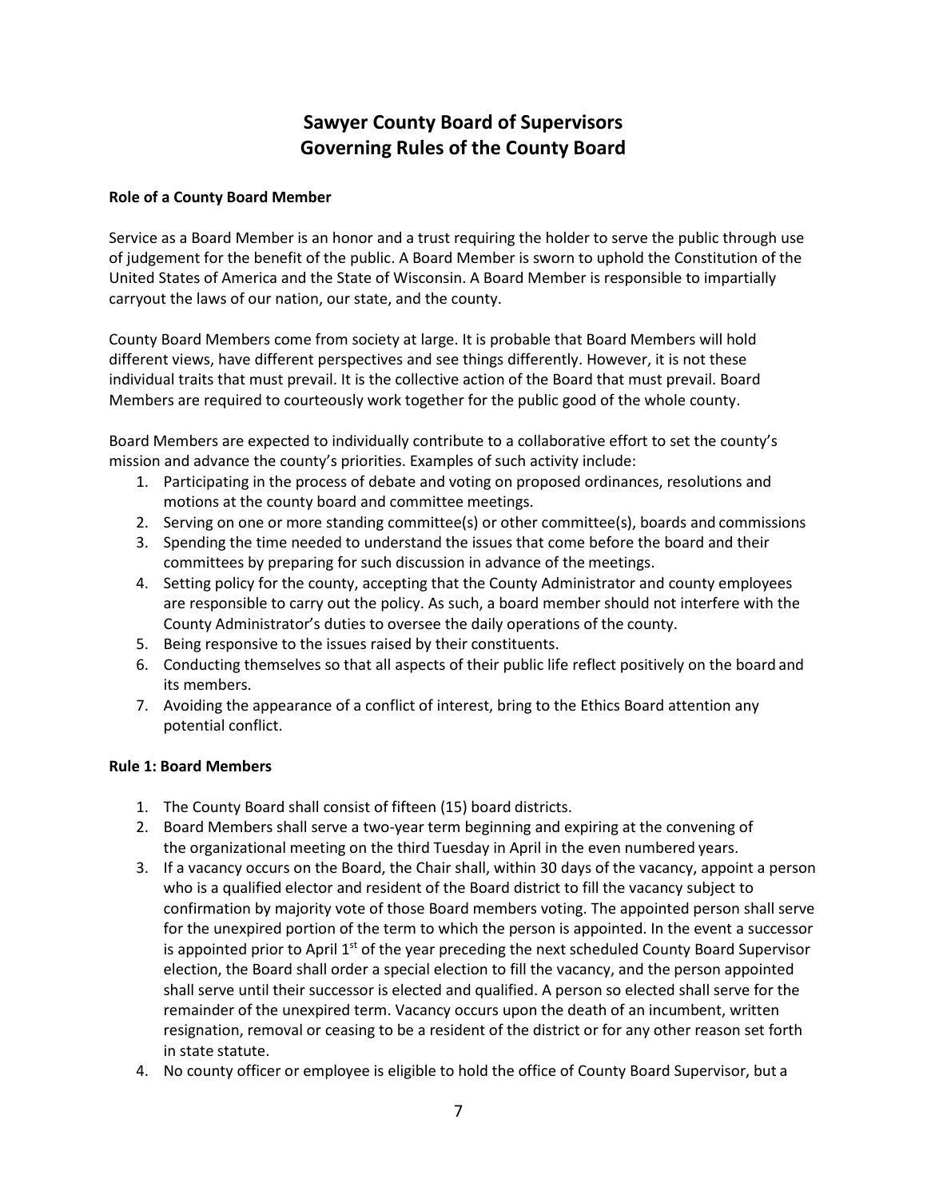# Sawyer County Board of Supervisors
# Governing Rules of the County Board

**Role of a County Board Member**

Service as a Board Member is an honor and a trust requiring the holder to serve the public through use of judgement for the benefit of the public. A Board Member is sworn to uphold the Constitution of the United States of America and the State of Wisconsin. A Board Member is responsible to impartially carryout the laws of our nation, our state, and the county.

County Board Members come from society at large. It is probable that Board Members will hold different views, have different perspectives and see things differently. However, it is not these individual traits that must prevail. It is the collective action of the Board that must prevail. Board Members are required to courteously work together for the public good of the whole county.

Board Members are expected to individually contribute to a collaborative effort to set the county's mission and advance the county's priorities. Examples of such activity include:

1. Participating in the process of debate and voting on proposed ordinances, resolutions and motions at the county board and committee meetings.
2. Serving on one or more standing committee(s) or other committee(s), boards and commissions
3. Spending the time needed to understand the issues that come before the board and their committees by preparing for such discussion in advance of the meetings.
4. Setting policy for the county, accepting that the County Administrator and county employees are responsible to carry out the policy. As such, a board member should not interfere with the County Administrator's duties to oversee the daily operations of the county.
5. Being responsive to the issues raised by their constituents.
6. Conducting themselves so that all aspects of their public life reflect positively on the board and its members.
7. Avoiding the appearance of a conflict of interest, bring to the Ethics Board attention any potential conflict.

**Rule 1: Board Members**

1. The County Board shall consist of fifteen (15) board districts.
2. Board Members shall serve a two-year term beginning and expiring at the convening of the organizational meeting on the third Tuesday in April in the even numbered years.
3. If a vacancy occurs on the Board, the Chair shall, within 30 days of the vacancy, appoint a person who is a qualified elector and resident of the Board district to fill the vacancy subject to confirmation by majority vote of those Board members voting. The appointed person shall serve for the unexpired portion of the term to which the person is appointed. In the event a successor is appointed prior to April 1st of the year preceding the next scheduled County Board Supervisor election, the Board shall order a special election to fill the vacancy, and the person appointed shall serve until their successor is elected and qualified. A person so elected shall serve for the remainder of the unexpired term. Vacancy occurs upon the death of an incumbent, written resignation, removal or ceasing to be a resident of the district or for any other reason set forth in state statute.
4. No county officer or employee is eligible to hold the office of County Board Supervisor, but a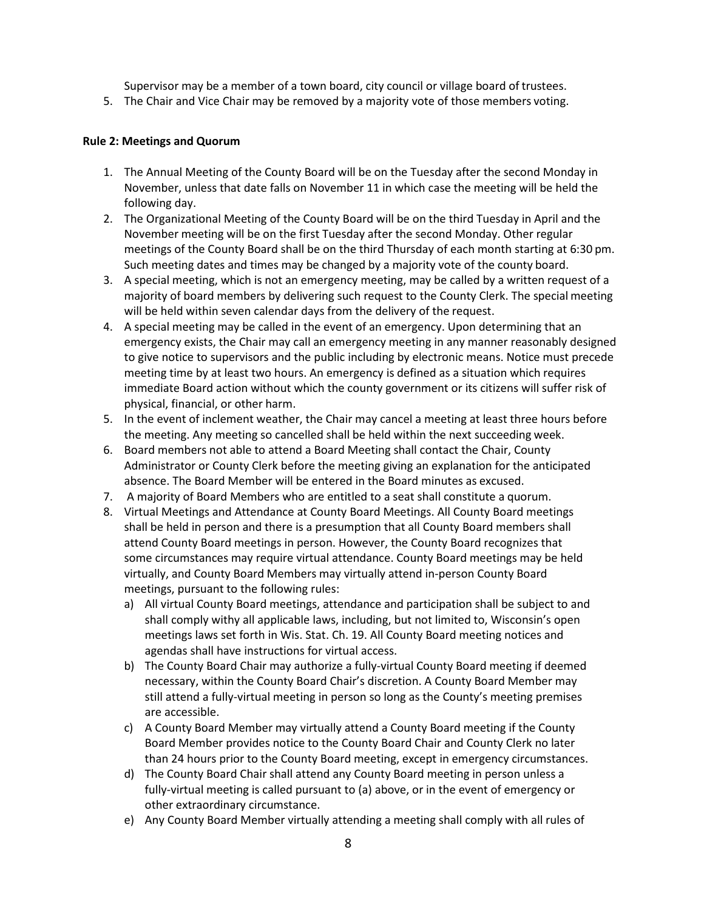Supervisor may be a member of a town board, city council or village board of trustees.

5. The Chair and Vice Chair may be removed by a majority vote of those members voting.

**Rule 2: Meetings and Quorum**

1. The Annual Meeting of the County Board will be on the Tuesday after the second Monday in November, unless that date falls on November 11 in which case the meeting will be held the following day.
2. The Organizational Meeting of the County Board will be on the third Tuesday in April and the November meeting will be on the first Tuesday after the second Monday. Other regular meetings of the County Board shall be on the third Thursday of each month starting at 6:30 pm. Such meeting dates and times may be changed by a majority vote of the county board.
3. A special meeting, which is not an emergency meeting, may be called by a written request of a majority of board members by delivering such request to the County Clerk. The special meeting will be held within seven calendar days from the delivery of the request.
4. A special meeting may be called in the event of an emergency. Upon determining that an emergency exists, the Chair may call an emergency meeting in any manner reasonably designed to give notice to supervisors and the public including by electronic means. Notice must precede meeting time by at least two hours. An emergency is defined as a situation which requires immediate Board action without which the county government or its citizens will suffer risk of physical, financial, or other harm.
5. In the event of inclement weather, the Chair may cancel a meeting at least three hours before the meeting. Any meeting so cancelled shall be held within the next succeeding week.
6. Board members not able to attend a Board Meeting shall contact the Chair, County Administrator or County Clerk before the meeting giving an explanation for the anticipated absence. The Board Member will be entered in the Board minutes as excused.
7. A majority of Board Members who are entitled to a seat shall constitute a quorum.
8. Virtual Meetings and Attendance at County Board Meetings. All County Board meetings shall be held in person and there is a presumption that all County Board members shall attend County Board meetings in person. However, the County Board recognizes that some circumstances may require virtual attendance. County Board meetings may be held virtually, and County Board Members may virtually attend in-person County Board meetings, pursuant to the following rules:
   a) All virtual County Board meetings, attendance and participation shall be subject to and shall comply withy all applicable laws, including, but not limited to, Wisconsin's open meetings laws set forth in Wis. Stat. Ch. 19. All County Board meeting notices and agendas shall have instructions for virtual access.
   b) The County Board Chair may authorize a fully-virtual County Board meeting if deemed necessary, within the County Board Chair's discretion. A County Board Member may still attend a fully-virtual meeting in person so long as the County's meeting premises are accessible.
   c) A County Board Member may virtually attend a County Board meeting if the County Board Member provides notice to the County Board Chair and County Clerk no later than 24 hours prior to the County Board meeting, except in emergency circumstances.
   d) The County Board Chair shall attend any County Board meeting in person unless a fully-virtual meeting is called pursuant to (a) above, or in the event of emergency or other extraordinary circumstance.
   e) Any County Board Member virtually attending a meeting shall comply with all rules of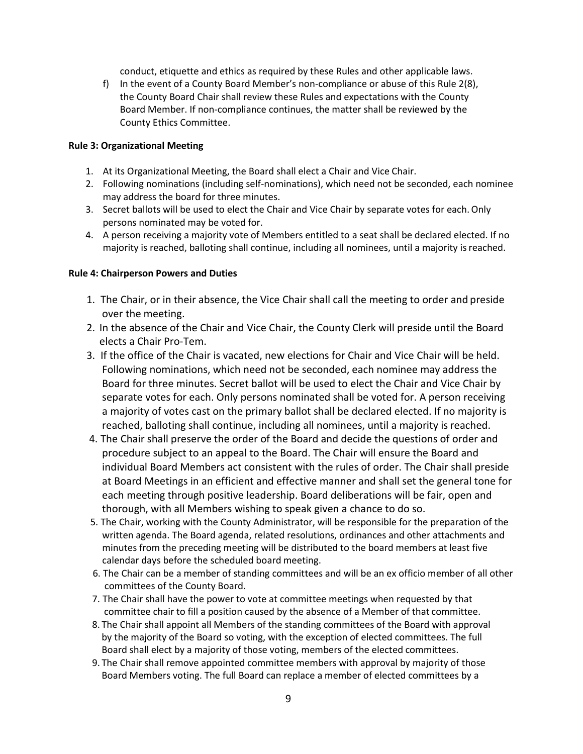conduct, etiquette and ethics as required by these Rules and other applicable laws.

f) In the event of a County Board Member's non-compliance or abuse of this Rule 2(8), the County Board Chair shall review these Rules and expectations with the County Board Member. If non-compliance continues, the matter shall be reviewed by the County Ethics Committee.

**Rule 3: Organizational Meeting**

1. At its Organizational Meeting, the Board shall elect a Chair and Vice Chair.
2. Following nominations (including self-nominations), which need not be seconded, each nominee may address the board for three minutes.
3. Secret ballots will be used to elect the Chair and Vice Chair by separate votes for each. Only persons nominated may be voted for.
4. A person receiving a majority vote of Members entitled to a seat shall be declared elected. If no majority is reached, balloting shall continue, including all nominees, until a majority is reached.

**Rule 4: Chairperson Powers and Duties**

1. The Chair, or in their absence, the Vice Chair shall call the meeting to order and preside over the meeting.
2. In the absence of the Chair and Vice Chair, the County Clerk will preside until the Board elects a Chair Pro-Tem.
3. If the office of the Chair is vacated, new elections for Chair and Vice Chair will be held. Following nominations, which need not be seconded, each nominee may address the Board for three minutes. Secret ballot will be used to elect the Chair and Vice Chair by separate votes for each. Only persons nominated shall be voted for. A person receiving a majority of votes cast on the primary ballot shall be declared elected. If no majority is reached, balloting shall continue, including all nominees, until a majority is reached.
4. The Chair shall preserve the order of the Board and decide the questions of order and procedure subject to an appeal to the Board. The Chair will ensure the Board and individual Board Members act consistent with the rules of order. The Chair shall preside at Board Meetings in an efficient and effective manner and shall set the general tone for each meeting through positive leadership. Board deliberations will be fair, open and thorough, with all Members wishing to speak given a chance to do so.
5. The Chair, working with the County Administrator, will be responsible for the preparation of the written agenda. The Board agenda, related resolutions, ordinances and other attachments and minutes from the preceding meeting will be distributed to the board members at least five calendar days before the scheduled board meeting.
6. The Chair can be a member of standing committees and will be an ex officio member of all other committees of the County Board.
7. The Chair shall have the power to vote at committee meetings when requested by that committee chair to fill a position caused by the absence of a Member of that committee.
8. The Chair shall appoint all Members of the standing committees of the Board with approval by the majority of the Board so voting, with the exception of elected committees. The full Board shall elect by a majority of those voting, members of the elected committees.
9. The Chair shall remove appointed committee members with approval by majority of those Board Members voting. The full Board can replace a member of elected committees by a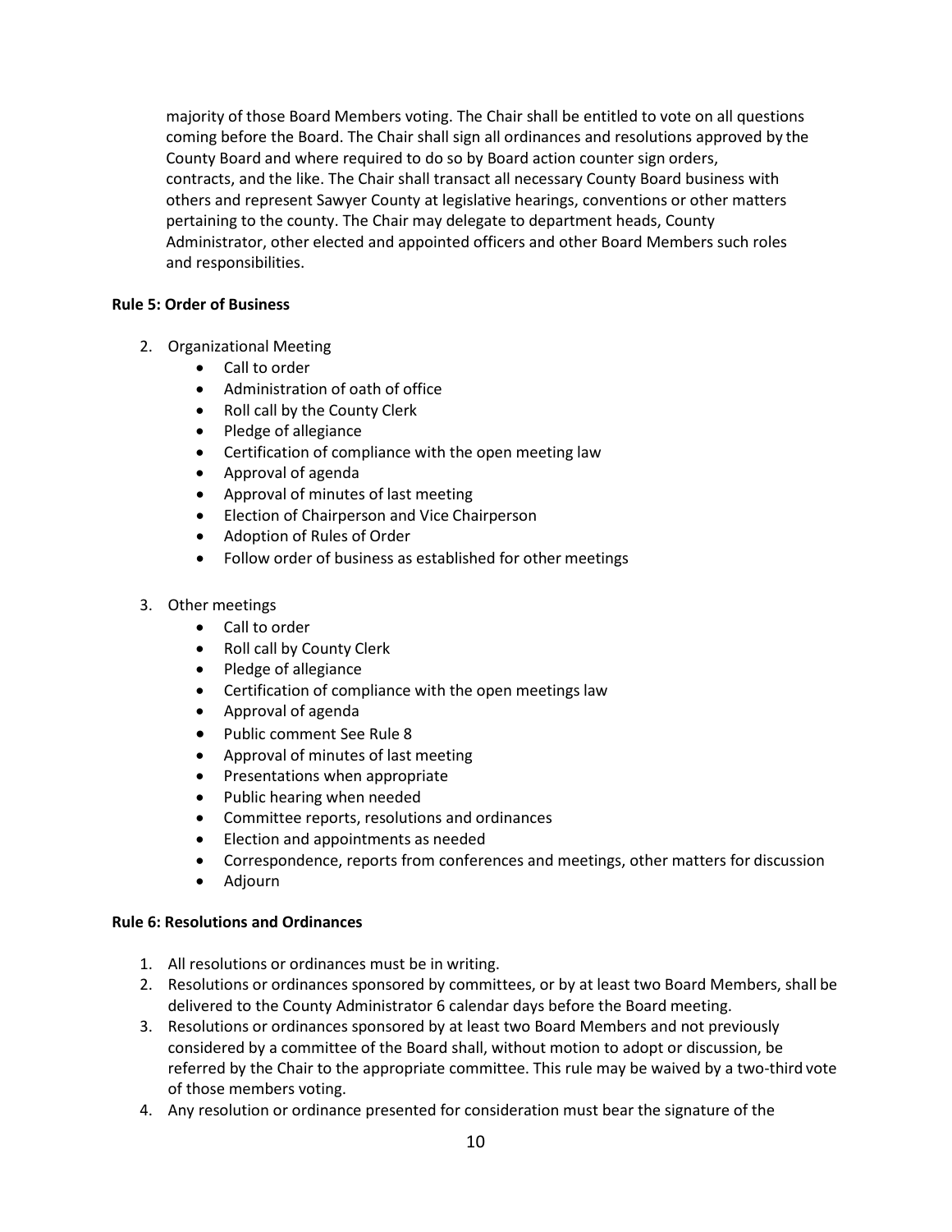majority of those Board Members voting. The Chair shall be entitled to vote on all questions coming before the Board. The Chair shall sign all ordinances and resolutions approved by the County Board and where required to do so by Board action counter sign orders, contracts, and the like. The Chair shall transact all necessary County Board business with others and represent Sawyer County at legislative hearings, conventions or other matters pertaining to the county. The Chair may delegate to department heads, County Administrator, other elected and appointed officers and other Board Members such roles and responsibilities.

**Rule 5: Order of Business**

2. Organizational Meeting
   - Call to order
   - Administration of oath of office
   - Roll call by the County Clerk
   - Pledge of allegiance
   - Certification of compliance with the open meeting law
   - Approval of agenda
   - Approval of minutes of last meeting
   - Election of Chairperson and Vice Chairperson
   - Adoption of Rules of Order
   - Follow order of business as established for other meetings

3. Other meetings
   - Call to order
   - Roll call by County Clerk
   - Pledge of allegiance
   - Certification of compliance with the open meetings law
   - Approval of agenda
   - Public comment See Rule 8
   - Approval of minutes of last meeting
   - Presentations when appropriate
   - Public hearing when needed
   - Committee reports, resolutions and ordinances
   - Election and appointments as needed
   - Correspondence, reports from conferences and meetings, other matters for discussion
   - Adjourn

**Rule 6: Resolutions and Ordinances**

1. All resolutions or ordinances must be in writing.
2. Resolutions or ordinances sponsored by committees, or by at least two Board Members, shall be delivered to the County Administrator 6 calendar days before the Board meeting.
3. Resolutions or ordinances sponsored by at least two Board Members and not previously considered by a committee of the Board shall, without motion to adopt or discussion, be referred by the Chair to the appropriate committee. This rule may be waived by a two-third vote of those members voting.
4. Any resolution or ordinance presented for consideration must bear the signature of the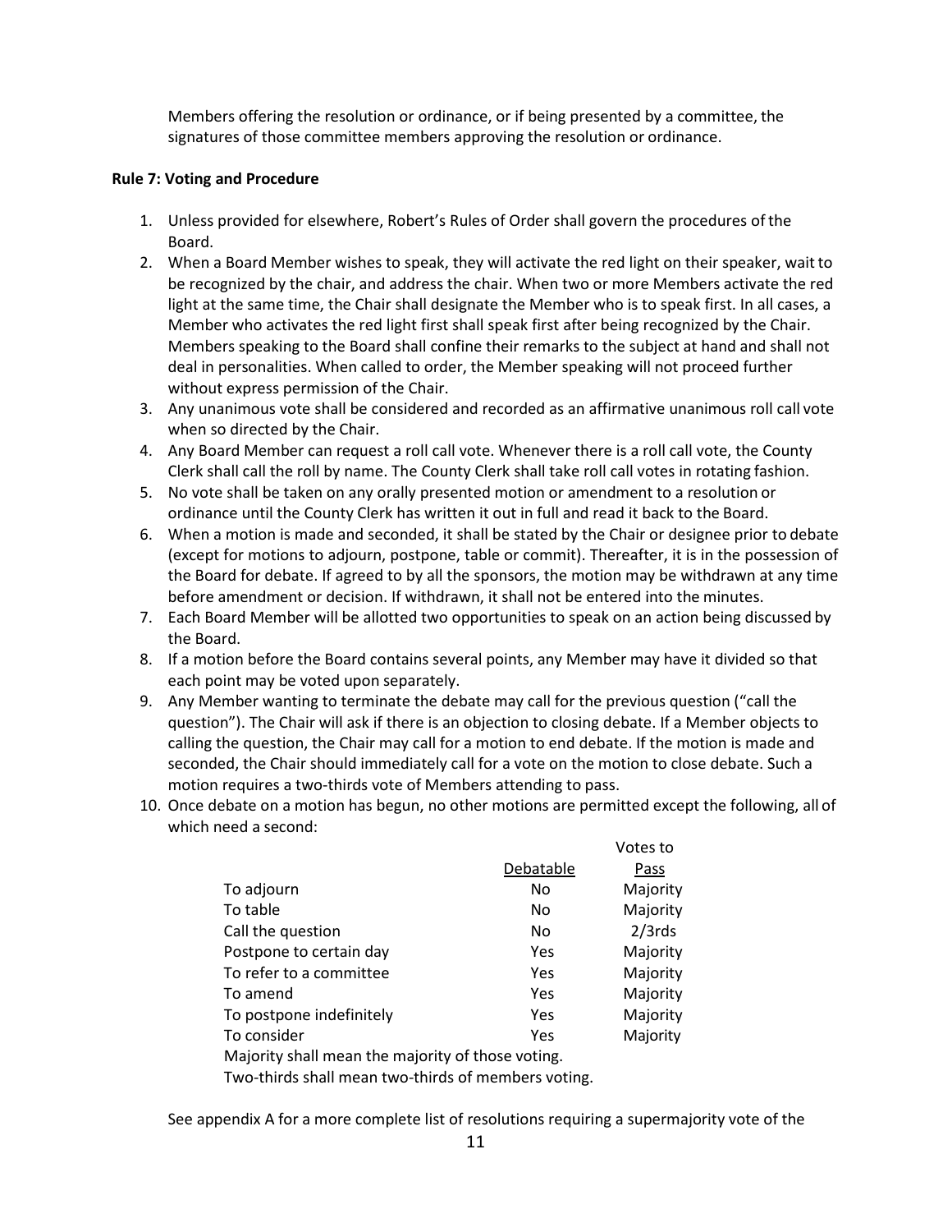Members offering the resolution or ordinance, or if being presented by a committee, the signatures of those committee members approving the resolution or ordinance.

**Rule 7: Voting and Procedure**

1. Unless provided for elsewhere, Robert's Rules of Order shall govern the procedures of the Board.
2. When a Board Member wishes to speak, they will activate the red light on their speaker, wait to be recognized by the chair, and address the chair. When two or more Members activate the red light at the same time, the Chair shall designate the Member who is to speak first. In all cases, a Member who activates the red light first shall speak first after being recognized by the Chair. Members speaking to the Board shall confine their remarks to the subject at hand and shall not deal in personalities. When called to order, the Member speaking will not proceed further without express permission of the Chair.
3. Any unanimous vote shall be considered and recorded as an affirmative unanimous roll call vote when so directed by the Chair.
4. Any Board Member can request a roll call vote. Whenever there is a roll call vote, the County Clerk shall call the roll by name. The County Clerk shall take roll call votes in rotating fashion.
5. No vote shall be taken on any orally presented motion or amendment to a resolution or ordinance until the County Clerk has written it out in full and read it back to the Board.
6. When a motion is made and seconded, it shall be stated by the Chair or designee prior to debate (except for motions to adjourn, postpone, table or commit). Thereafter, it is in the possession of the Board for debate. If agreed to by all the sponsors, the motion may be withdrawn at any time before amendment or decision. If withdrawn, it shall not be entered into the minutes.
7. Each Board Member will be allotted two opportunities to speak on an action being discussed by the Board.
8. If a motion before the Board contains several points, any Member may have it divided so that each point may be voted upon separately.
9. Any Member wanting to terminate the debate may call for the previous question ("call the question"). The Chair will ask if there is an objection to closing debate. If a Member objects to calling the question, the Chair may call for a motion to end debate. If the motion is made and seconded, the Chair should immediately call for a vote on the motion to close debate. Such a motion requires a two-thirds vote of Members attending to pass.
10. Once debate on a motion has begun, no other motions are permitted except the following, all of which need a second:

| | Debatable | Votes to Pass |
|---|---|---|
| To adjourn | No | Majority |
| To table | No | Majority |
| Call the question | No | 2/3rds |
| Postpone to certain day | Yes | Majority |
| To refer to a committee | Yes | Majority |
| To amend | Yes | Majority |
| To postpone indefinitely | Yes | Majority |
| To consider | Yes | Majority |

Majority shall mean the majority of those voting.
Two-thirds shall mean two-thirds of members voting.

See appendix A for a more complete list of resolutions requiring a supermajority vote of the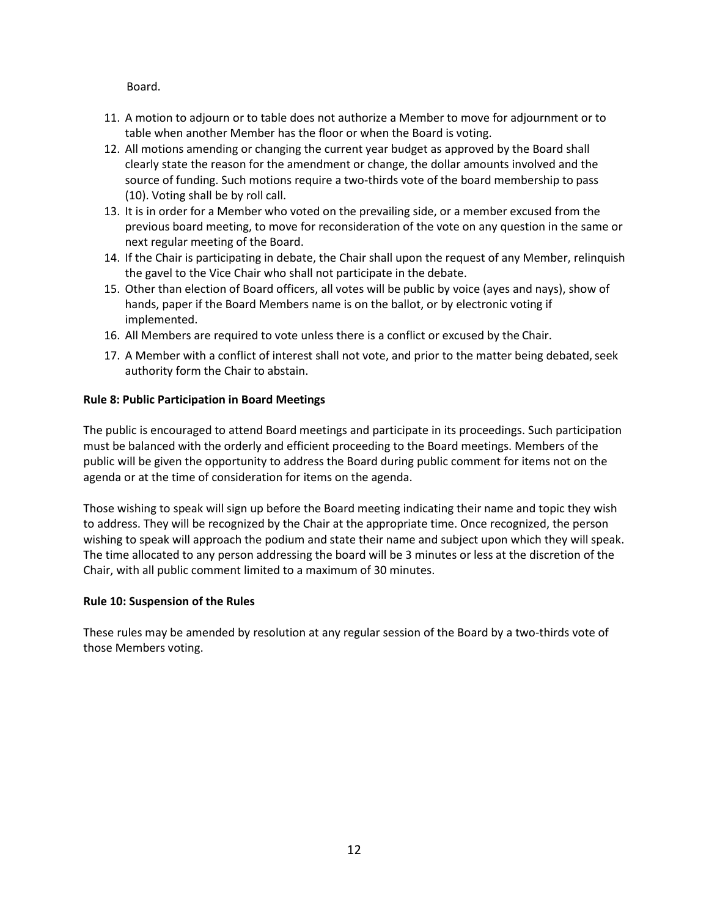Board.

11. A motion to adjourn or to table does not authorize a Member to move for adjournment or to table when another Member has the floor or when the Board is voting.
12. All motions amending or changing the current year budget as approved by the Board shall clearly state the reason for the amendment or change, the dollar amounts involved and the source of funding. Such motions require a two-thirds vote of the board membership to pass (10). Voting shall be by roll call.
13. It is in order for a Member who voted on the prevailing side, or a member excused from the previous board meeting, to move for reconsideration of the vote on any question in the same or next regular meeting of the Board.
14. If the Chair is participating in debate, the Chair shall upon the request of any Member, relinquish the gavel to the Vice Chair who shall not participate in the debate.
15. Other than election of Board officers, all votes will be public by voice (ayes and nays), show of hands, paper if the Board Members name is on the ballot, or by electronic voting if implemented.
16. All Members are required to vote unless there is a conflict or excused by the Chair.
17. A Member with a conflict of interest shall not vote, and prior to the matter being debated, seek authority form the Chair to abstain.

**Rule 8: Public Participation in Board Meetings**

The public is encouraged to attend Board meetings and participate in its proceedings. Such participation must be balanced with the orderly and efficient proceeding to the Board meetings. Members of the public will be given the opportunity to address the Board during public comment for items not on the agenda or at the time of consideration for items on the agenda.

Those wishing to speak will sign up before the Board meeting indicating their name and topic they wish to address. They will be recognized by the Chair at the appropriate time. Once recognized, the person wishing to speak will approach the podium and state their name and subject upon which they will speak. The time allocated to any person addressing the board will be 3 minutes or less at the discretion of the Chair, with all public comment limited to a maximum of 30 minutes.

**Rule 10: Suspension of the Rules**

These rules may be amended by resolution at any regular session of the Board by a two-thirds vote of those Members voting.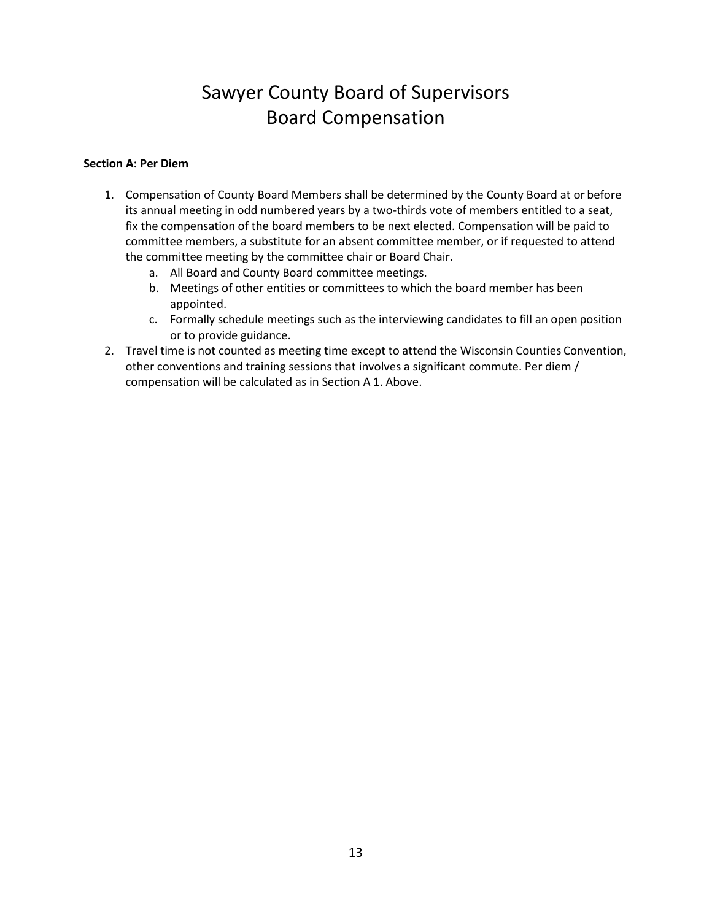# Sawyer County Board of Supervisors
# Board Compensation

**Section A: Per Diem**

1. Compensation of County Board Members shall be determined by the County Board at or before its annual meeting in odd numbered years by a two-thirds vote of members entitled to a seat, fix the compensation of the board members to be next elected. Compensation will be paid to committee members, a substitute for an absent committee member, or if requested to attend the committee meeting by the committee chair or Board Chair.
   a. All Board and County Board committee meetings.
   b. Meetings of other entities or committees to which the board member has been appointed.
   c. Formally schedule meetings such as the interviewing candidates to fill an open position or to provide guidance.
2. Travel time is not counted as meeting time except to attend the Wisconsin Counties Convention, other conventions and training sessions that involves a significant commute. Per diem / compensation will be calculated as in Section A 1. Above.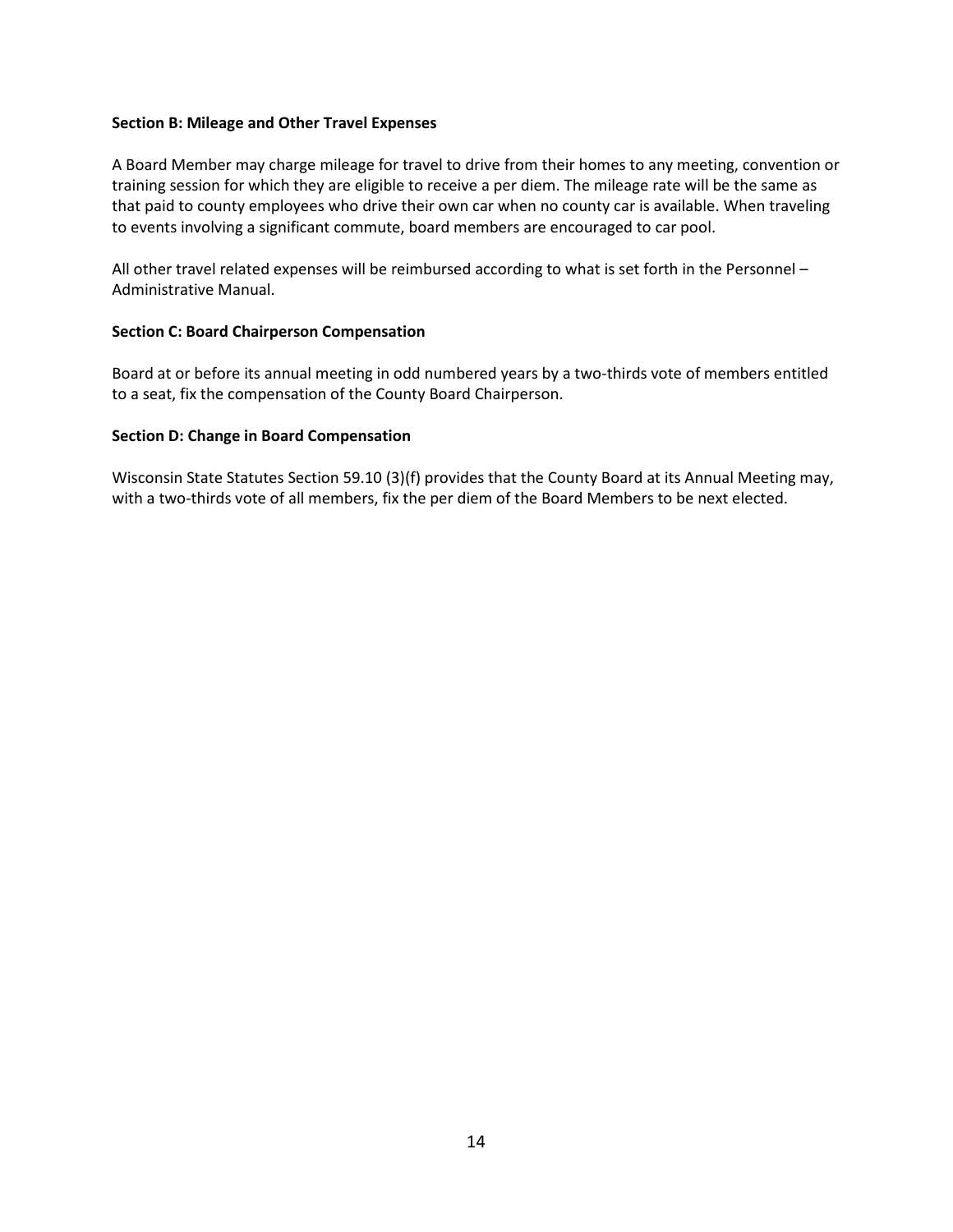**Section B: Mileage and Other Travel Expenses**

A Board Member may charge mileage for travel to drive from their homes to any meeting, convention or training session for which they are eligible to receive a per diem. The mileage rate will be the same as that paid to county employees who drive their own car when no county car is available. When traveling to events involving a significant commute, board members are encouraged to car pool.

All other travel related expenses will be reimbursed according to what is set forth in the Personnel – Administrative Manual.

**Section C: Board Chairperson Compensation**

Board at or before its annual meeting in odd numbered years by a two-thirds vote of members entitled to a seat, fix the compensation of the County Board Chairperson.

**Section D: Change in Board Compensation**

Wisconsin State Statutes Section 59.10 (3)(f) provides that the County Board at its Annual Meeting may, with a two-thirds vote of all members, fix the per diem of the Board Members to be next elected.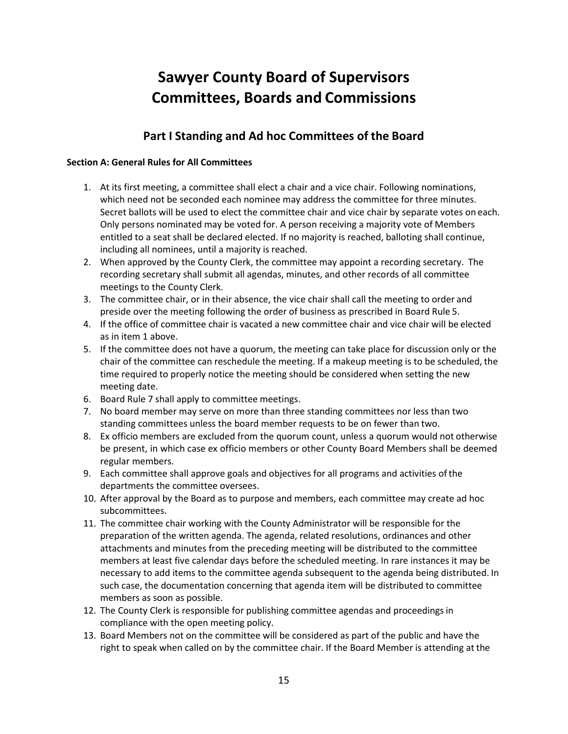# Sawyer County Board of Supervisors Committees, Boards and Commissions

## Part I Standing and Ad hoc Committees of the Board

### Section A: General Rules for All Committees

1. At its first meeting, a committee shall elect a chair and a vice chair. Following nominations, which need not be seconded each nominee may address the committee for three minutes. Secret ballots will be used to elect the committee chair and vice chair by separate votes on each. Only persons nominated may be voted for. A person receiving a majority vote of Members entitled to a seat shall be declared elected. If no majority is reached, balloting shall continue, including all nominees, until a majority is reached.
2. When approved by the County Clerk, the committee may appoint a recording secretary. The recording secretary shall submit all agendas, minutes, and other records of all committee meetings to the County Clerk.
3. The committee chair, or in their absence, the vice chair shall call the meeting to order and preside over the meeting following the order of business as prescribed in Board Rule 5.
4. If the office of committee chair is vacated a new committee chair and vice chair will be elected as in item 1 above.
5. If the committee does not have a quorum, the meeting can take place for discussion only or the chair of the committee can reschedule the meeting. If a makeup meeting is to be scheduled, the time required to properly notice the meeting should be considered when setting the new meeting date.
6. Board Rule 7 shall apply to committee meetings.
7. No board member may serve on more than three standing committees nor less than two standing committees unless the board member requests to be on fewer than two.
8. Ex officio members are excluded from the quorum count, unless a quorum would not otherwise be present, in which case ex officio members or other County Board Members shall be deemed regular members.
9. Each committee shall approve goals and objectives for all programs and activities of the departments the committee oversees.
10. After approval by the Board as to purpose and members, each committee may create ad hoc subcommittees.
11. The committee chair working with the County Administrator will be responsible for the preparation of the written agenda. The agenda, related resolutions, ordinances and other attachments and minutes from the preceding meeting will be distributed to the committee members at least five calendar days before the scheduled meeting. In rare instances it may be necessary to add items to the committee agenda subsequent to the agenda being distributed. In such case, the documentation concerning that agenda item will be distributed to committee members as soon as possible.
12. The County Clerk is responsible for publishing committee agendas and proceedings in compliance with the open meeting policy.
13. Board Members not on the committee will be considered as part of the public and have the right to speak when called on by the committee chair. If the Board Member is attending at the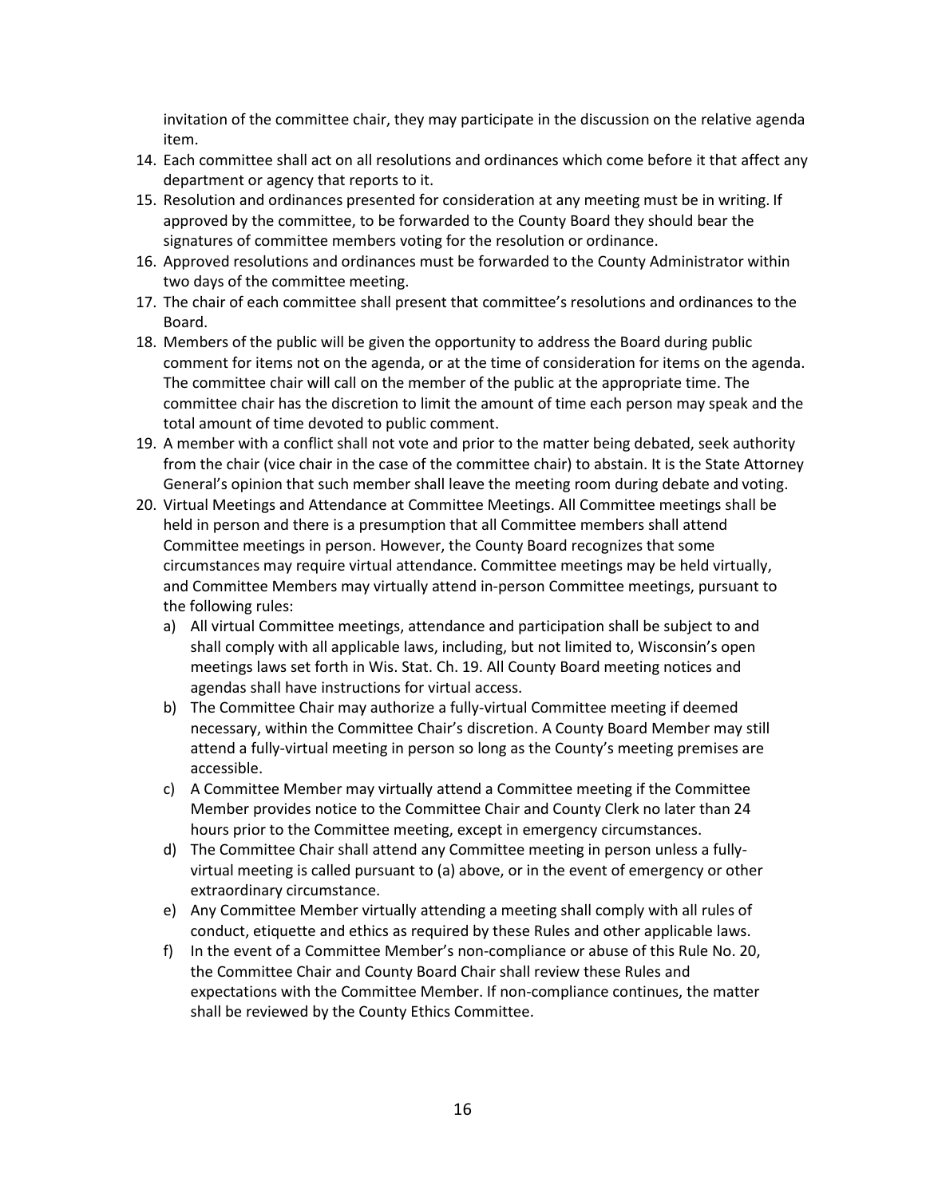invitation of the committee chair, they may participate in the discussion on the relative agenda item.

14. Each committee shall act on all resolutions and ordinances which come before it that affect any department or agency that reports to it.
15. Resolution and ordinances presented for consideration at any meeting must be in writing. If approved by the committee, to be forwarded to the County Board they should bear the signatures of committee members voting for the resolution or ordinance.
16. Approved resolutions and ordinances must be forwarded to the County Administrator within two days of the committee meeting.
17. The chair of each committee shall present that committee's resolutions and ordinances to the Board.
18. Members of the public will be given the opportunity to address the Board during public comment for items not on the agenda, or at the time of consideration for items on the agenda. The committee chair will call on the member of the public at the appropriate time. The committee chair has the discretion to limit the amount of time each person may speak and the total amount of time devoted to public comment.
19. A member with a conflict shall not vote and prior to the matter being debated, seek authority from the chair (vice chair in the case of the committee chair) to abstain. It is the State Attorney General's opinion that such member shall leave the meeting room during debate and voting.
20. Virtual Meetings and Attendance at Committee Meetings. All Committee meetings shall be held in person and there is a presumption that all Committee members shall attend Committee meetings in person. However, the County Board recognizes that some circumstances may require virtual attendance. Committee meetings may be held virtually, and Committee Members may virtually attend in-person Committee meetings, pursuant to the following rules:
    a) All virtual Committee meetings, attendance and participation shall be subject to and shall comply with all applicable laws, including, but not limited to, Wisconsin's open meetings laws set forth in Wis. Stat. Ch. 19. All County Board meeting notices and agendas shall have instructions for virtual access.
    b) The Committee Chair may authorize a fully-virtual Committee meeting if deemed necessary, within the Committee Chair's discretion. A County Board Member may still attend a fully-virtual meeting in person so long as the County's meeting premises are accessible.
    c) A Committee Member may virtually attend a Committee meeting if the Committee Member provides notice to the Committee Chair and County Clerk no later than 24 hours prior to the Committee meeting, except in emergency circumstances.
    d) The Committee Chair shall attend any Committee meeting in person unless a fully-virtual meeting is called pursuant to (a) above, or in the event of emergency or other extraordinary circumstance.
    e) Any Committee Member virtually attending a meeting shall comply with all rules of conduct, etiquette and ethics as required by these Rules and other applicable laws.
    f) In the event of a Committee Member's non-compliance or abuse of this Rule No. 20, the Committee Chair and County Board Chair shall review these Rules and expectations with the Committee Member. If non-compliance continues, the matter shall be reviewed by the County Ethics Committee.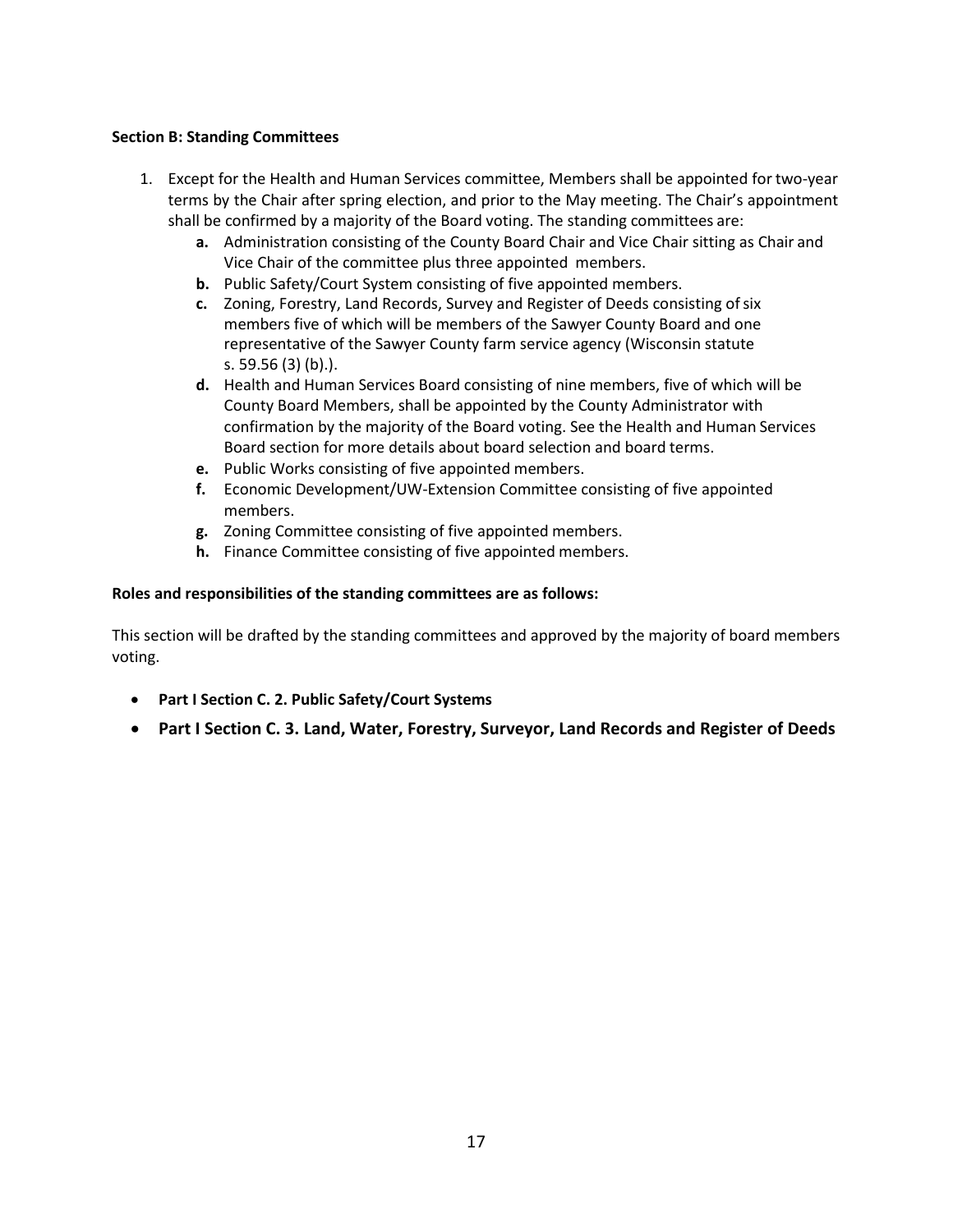**Section B: Standing Committees**

1. Except for the Health and Human Services committee, Members shall be appointed for two-year terms by the Chair after spring election, and prior to the May meeting. The Chair's appointment shall be confirmed by a majority of the Board voting. The standing committees are:
    - **a.** Administration consisting of the County Board Chair and Vice Chair sitting as Chair and Vice Chair of the committee plus three appointed members.
    - **b.** Public Safety/Court System consisting of five appointed members.
    - **c.** Zoning, Forestry, Land Records, Survey and Register of Deeds consisting of six members five of which will be members of the Sawyer County Board and one representative of the Sawyer County farm service agency (Wisconsin statute s. 59.56 (3) (b).).
    - **d.** Health and Human Services Board consisting of nine members, five of which will be County Board Members, shall be appointed by the County Administrator with confirmation by the majority of the Board voting. See the Health and Human Services Board section for more details about board selection and board terms.
    - **e.** Public Works consisting of five appointed members.
    - **f.** Economic Development/UW-Extension Committee consisting of five appointed members.
    - **g.** Zoning Committee consisting of five appointed members.
    - **h.** Finance Committee consisting of five appointed members.

**Roles and responsibilities of the standing committees are as follows:**

This section will be drafted by the standing committees and approved by the majority of board members voting.

- **Part I Section C. 2. Public Safety/Court Systems**
- **Part I Section C. 3. Land, Water, Forestry, Surveyor, Land Records and Register of Deeds**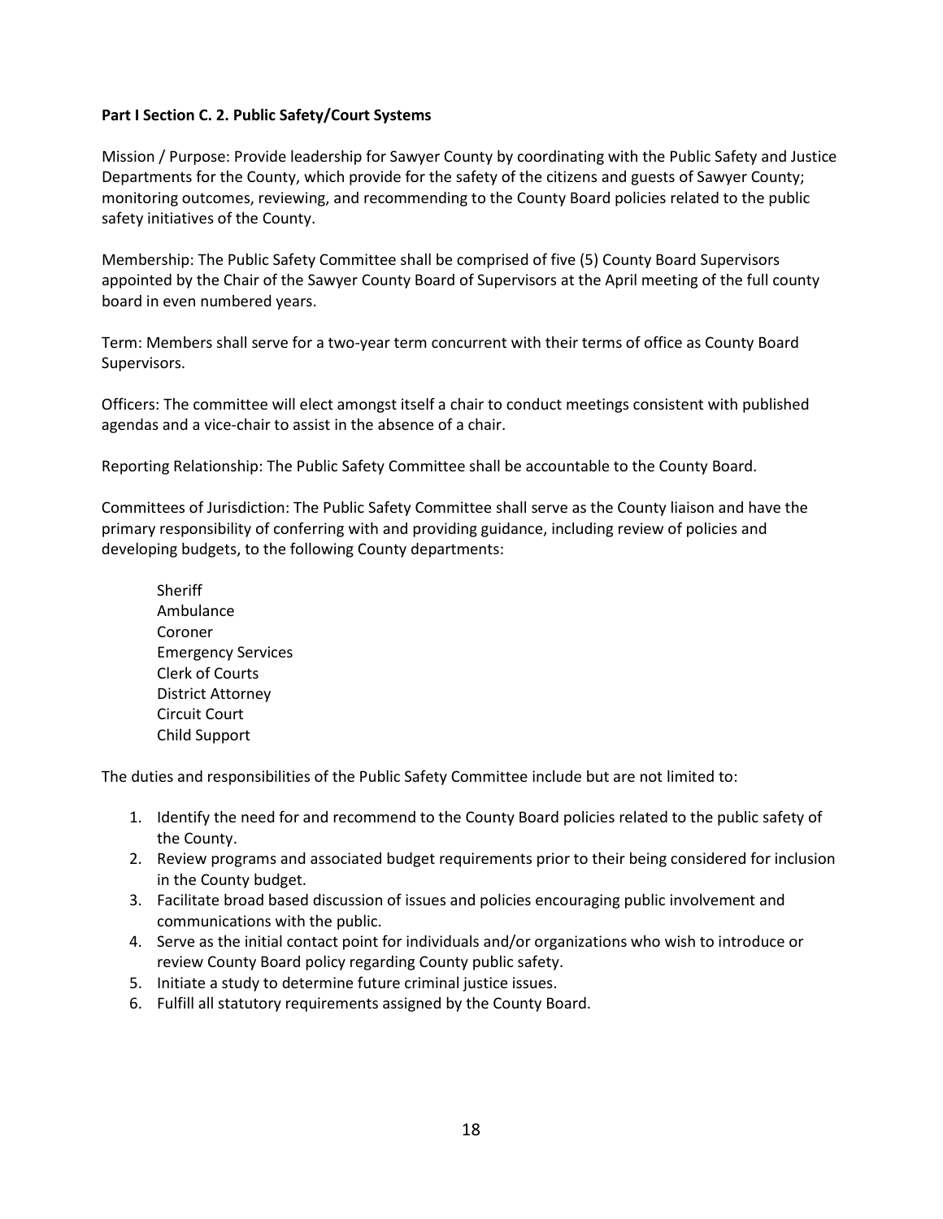**Part I Section C. 2. Public Safety/Court Systems**

Mission / Purpose: Provide leadership for Sawyer County by coordinating with the Public Safety and Justice Departments for the County, which provide for the safety of the citizens and guests of Sawyer County; monitoring outcomes, reviewing, and recommending to the County Board policies related to the public safety initiatives of the County.

Membership: The Public Safety Committee shall be comprised of five (5) County Board Supervisors appointed by the Chair of the Sawyer County Board of Supervisors at the April meeting of the full county board in even numbered years.

Term: Members shall serve for a two-year term concurrent with their terms of office as County Board Supervisors.

Officers: The committee will elect amongst itself a chair to conduct meetings consistent with published agendas and a vice-chair to assist in the absence of a chair.

Reporting Relationship: The Public Safety Committee shall be accountable to the County Board.

Committees of Jurisdiction: The Public Safety Committee shall serve as the County liaison and have the primary responsibility of conferring with and providing guidance, including review of policies and developing budgets, to the following County departments:

Sheriff
Ambulance
Coroner
Emergency Services
Clerk of Courts
District Attorney
Circuit Court
Child Support

The duties and responsibilities of the Public Safety Committee include but are not limited to:

1. Identify the need for and recommend to the County Board policies related to the public safety of the County.
2. Review programs and associated budget requirements prior to their being considered for inclusion in the County budget.
3. Facilitate broad based discussion of issues and policies encouraging public involvement and communications with the public.
4. Serve as the initial contact point for individuals and/or organizations who wish to introduce or review County Board policy regarding County public safety.
5. Initiate a study to determine future criminal justice issues.
6. Fulfill all statutory requirements assigned by the County Board.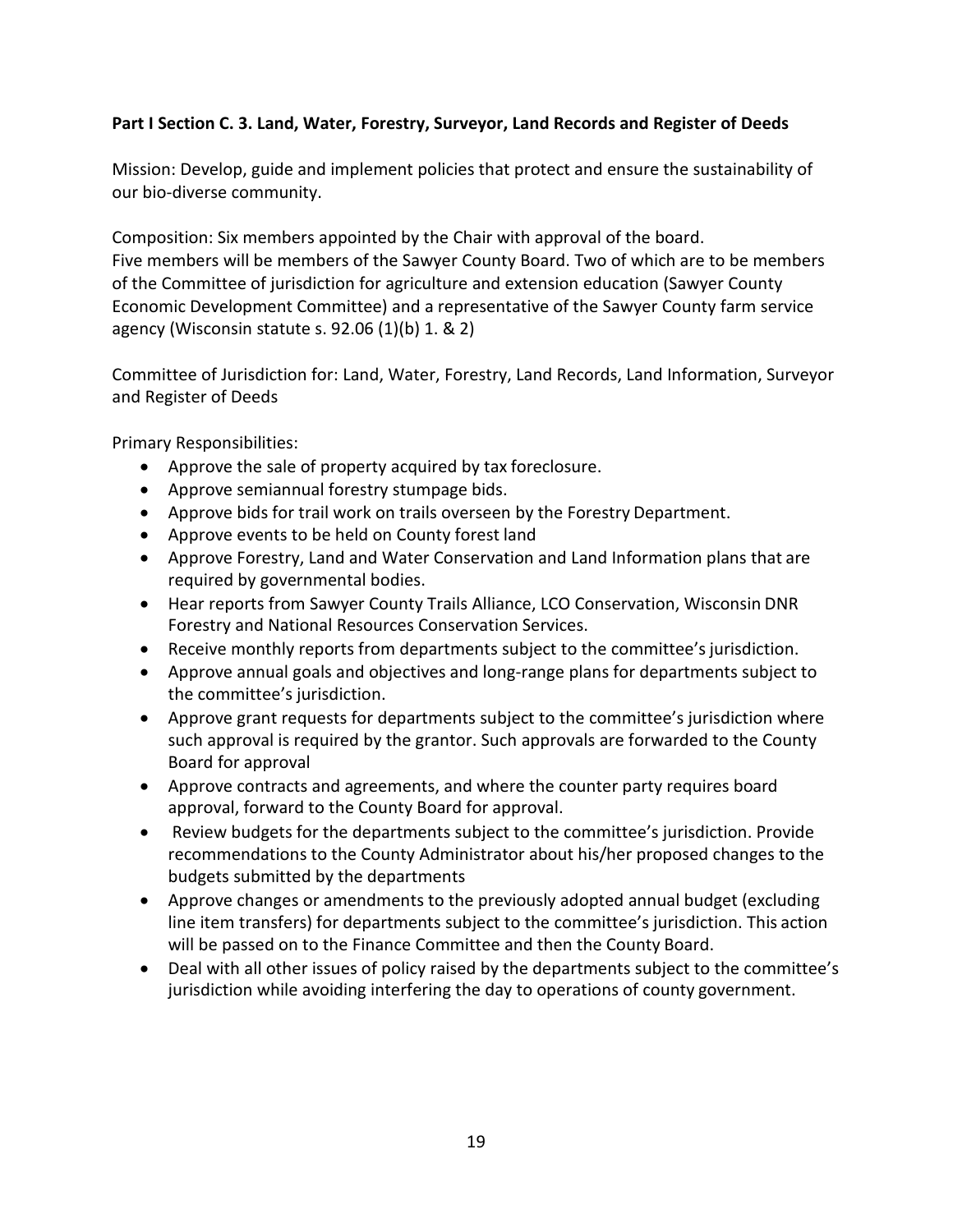**Part I Section C. 3. Land, Water, Forestry, Surveyor, Land Records and Register of Deeds**

Mission: Develop, guide and implement policies that protect and ensure the sustainability of our bio-diverse community.

Composition: Six members appointed by the Chair with approval of the board.
Five members will be members of the Sawyer County Board. Two of which are to be members of the Committee of jurisdiction for agriculture and extension education (Sawyer County Economic Development Committee) and a representative of the Sawyer County farm service agency (Wisconsin statute s. 92.06 (1)(b) 1. & 2)

Committee of Jurisdiction for: Land, Water, Forestry, Land Records, Land Information, Surveyor and Register of Deeds

Primary Responsibilities:

- Approve the sale of property acquired by tax foreclosure.
- Approve semiannual forestry stumpage bids.
- Approve bids for trail work on trails overseen by the Forestry Department.
- Approve events to be held on County forest land
- Approve Forestry, Land and Water Conservation and Land Information plans that are required by governmental bodies.
- Hear reports from Sawyer County Trails Alliance, LCO Conservation, Wisconsin DNR Forestry and National Resources Conservation Services.
- Receive monthly reports from departments subject to the committee's jurisdiction.
- Approve annual goals and objectives and long-range plans for departments subject to the committee's jurisdiction.
- Approve grant requests for departments subject to the committee's jurisdiction where such approval is required by the grantor. Such approvals are forwarded to the County Board for approval
- Approve contracts and agreements, and where the counter party requires board approval, forward to the County Board for approval.
- Review budgets for the departments subject to the committee's jurisdiction. Provide recommendations to the County Administrator about his/her proposed changes to the budgets submitted by the departments
- Approve changes or amendments to the previously adopted annual budget (excluding line item transfers) for departments subject to the committee's jurisdiction. This action will be passed on to the Finance Committee and then the County Board.
- Deal with all other issues of policy raised by the departments subject to the committee's jurisdiction while avoiding interfering the day to operations of county government.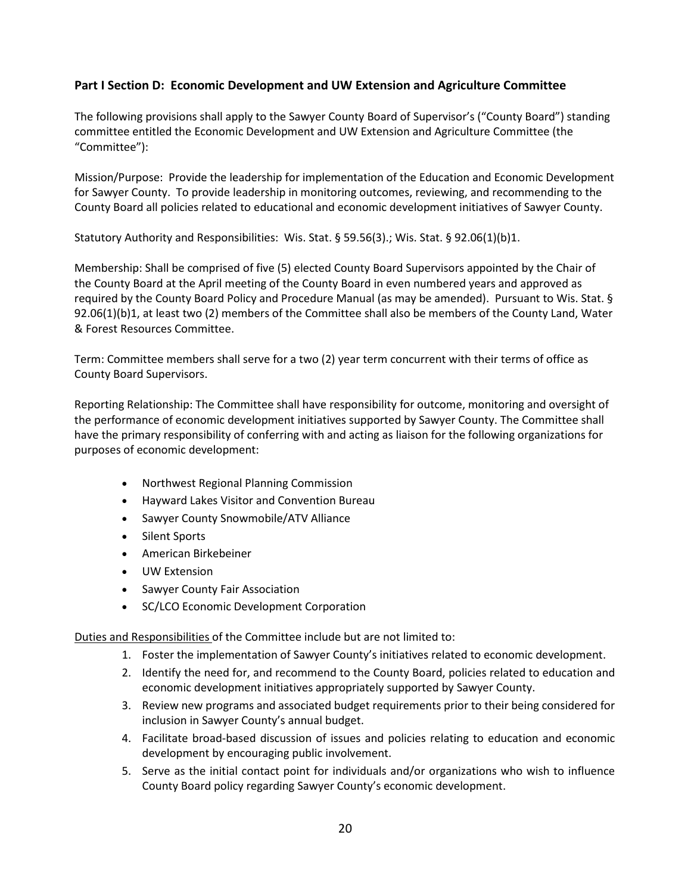### Part I Section D: Economic Development and UW Extension and Agriculture Committee

The following provisions shall apply to the Sawyer County Board of Supervisor's ("County Board") standing committee entitled the Economic Development and UW Extension and Agriculture Committee (the "Committee"):

Mission/Purpose: Provide the leadership for implementation of the Education and Economic Development for Sawyer County. To provide leadership in monitoring outcomes, reviewing, and recommending to the County Board all policies related to educational and economic development initiatives of Sawyer County.

Statutory Authority and Responsibilities: Wis. Stat. § 59.56(3).; Wis. Stat. § 92.06(1)(b)1.

Membership: Shall be comprised of five (5) elected County Board Supervisors appointed by the Chair of the County Board at the April meeting of the County Board in even numbered years and approved as required by the County Board Policy and Procedure Manual (as may be amended). Pursuant to Wis. Stat. § 92.06(1)(b)1, at least two (2) members of the Committee shall also be members of the County Land, Water & Forest Resources Committee.

Term: Committee members shall serve for a two (2) year term concurrent with their terms of office as County Board Supervisors.

Reporting Relationship: The Committee shall have responsibility for outcome, monitoring and oversight of the performance of economic development initiatives supported by Sawyer County. The Committee shall have the primary responsibility of conferring with and acting as liaison for the following organizations for purposes of economic development:

- Northwest Regional Planning Commission
- Hayward Lakes Visitor and Convention Bureau
- Sawyer County Snowmobile/ATV Alliance
- Silent Sports
- American Birkebeiner
- UW Extension
- Sawyer County Fair Association
- SC/LCO Economic Development Corporation

Duties and Responsibilities of the Committee include but are not limited to:

1. Foster the implementation of Sawyer County's initiatives related to economic development.
2. Identify the need for, and recommend to the County Board, policies related to education and economic development initiatives appropriately supported by Sawyer County.
3. Review new programs and associated budget requirements prior to their being considered for inclusion in Sawyer County's annual budget.
4. Facilitate broad-based discussion of issues and policies relating to education and economic development by encouraging public involvement.
5. Serve as the initial contact point for individuals and/or organizations who wish to influence County Board policy regarding Sawyer County's economic development.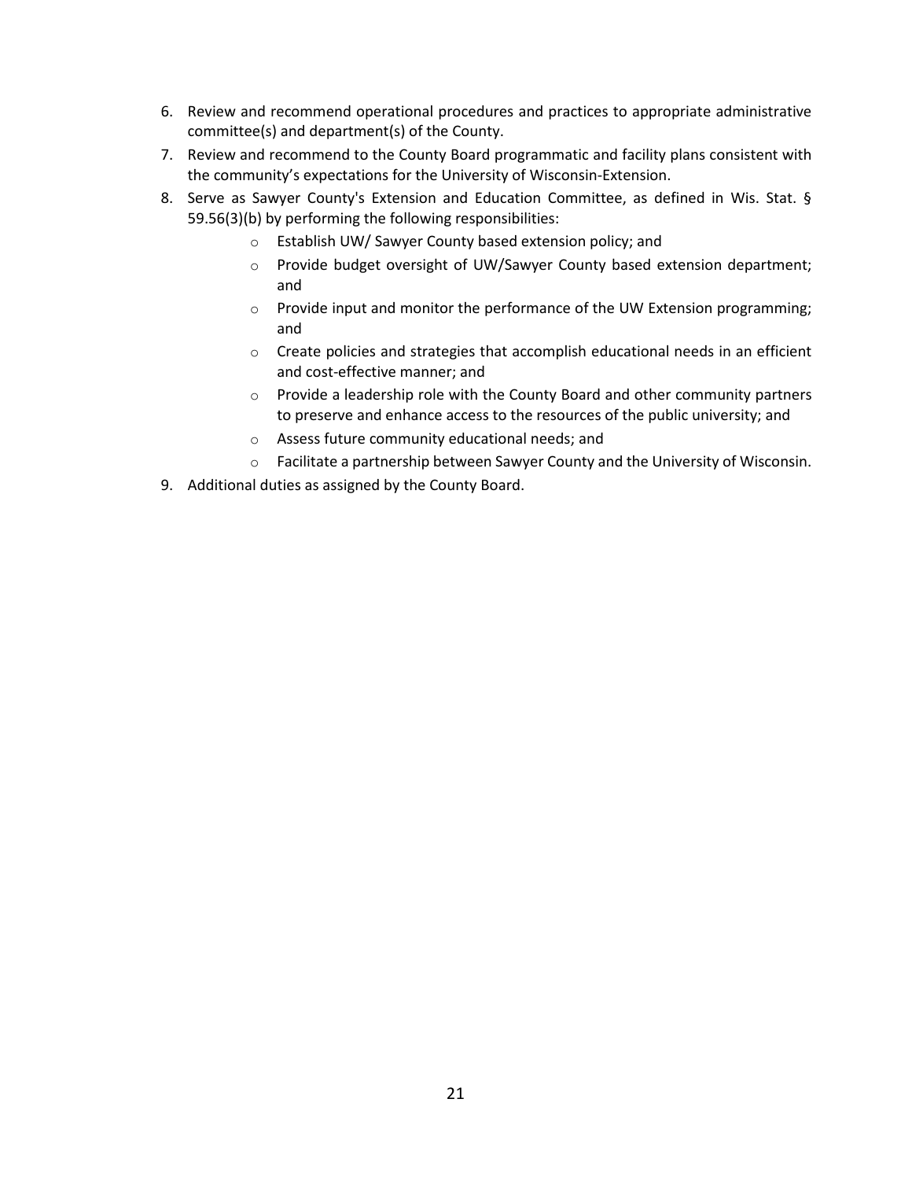6. Review and recommend operational procedures and practices to appropriate administrative committee(s) and department(s) of the County.
7. Review and recommend to the County Board programmatic and facility plans consistent with the community's expectations for the University of Wisconsin-Extension.
8. Serve as Sawyer County's Extension and Education Committee, as defined in Wis. Stat. § 59.56(3)(b) by performing the following responsibilities:
   - Establish UW/ Sawyer County based extension policy; and
   - Provide budget oversight of UW/Sawyer County based extension department; and
   - Provide input and monitor the performance of the UW Extension programming; and
   - Create policies and strategies that accomplish educational needs in an efficient and cost-effective manner; and
   - Provide a leadership role with the County Board and other community partners to preserve and enhance access to the resources of the public university; and
   - Assess future community educational needs; and
   - Facilitate a partnership between Sawyer County and the University of Wisconsin.
9. Additional duties as assigned by the County Board.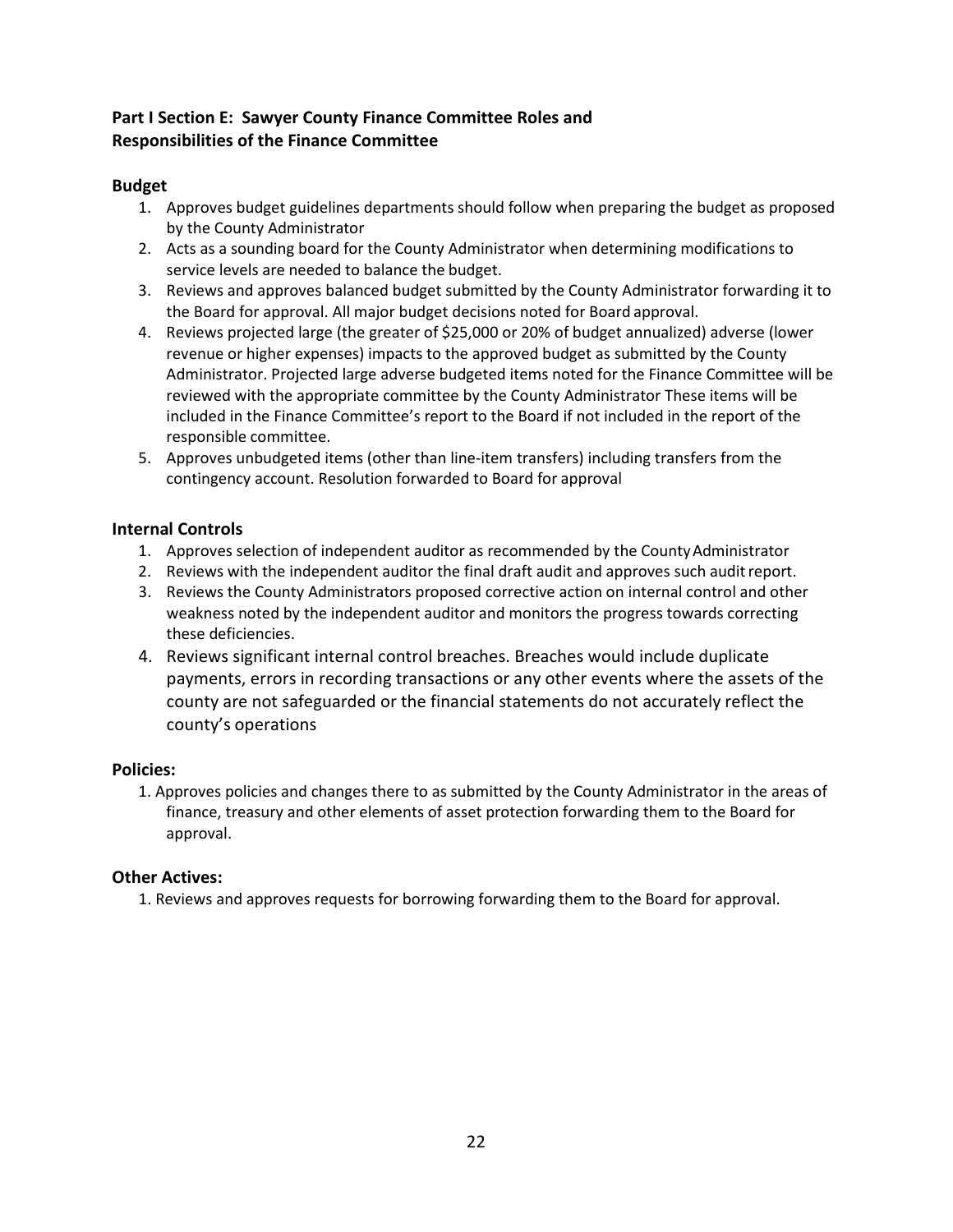**Part I Section E: Sawyer County Finance Committee Roles and Responsibilities of the Finance Committee**

### Budget

1. Approves budget guidelines departments should follow when preparing the budget as proposed by the County Administrator
2. Acts as a sounding board for the County Administrator when determining modifications to service levels are needed to balance the budget.
3. Reviews and approves balanced budget submitted by the County Administrator forwarding it to the Board for approval. All major budget decisions noted for Board approval.
4. Reviews projected large (the greater of $25,000 or 20% of budget annualized) adverse (lower revenue or higher expenses) impacts to the approved budget as submitted by the County Administrator. Projected large adverse budgeted items noted for the Finance Committee will be reviewed with the appropriate committee by the County Administrator These items will be included in the Finance Committee's report to the Board if not included in the report of the responsible committee.
5. Approves unbudgeted items (other than line-item transfers) including transfers from the contingency account. Resolution forwarded to Board for approval

### Internal Controls

1. Approves selection of independent auditor as recommended by the County Administrator
2. Reviews with the independent auditor the final draft audit and approves such audit report.
3. Reviews the County Administrators proposed corrective action on internal control and other weakness noted by the independent auditor and monitors the progress towards correcting these deficiencies.
4. Reviews significant internal control breaches. Breaches would include duplicate payments, errors in recording transactions or any other events where the assets of the county are not safeguarded or the financial statements do not accurately reflect the county's operations

### Policies:

1. Approves policies and changes there to as submitted by the County Administrator in the areas of finance, treasury and other elements of asset protection forwarding them to the Board for approval.

### Other Actives:

1. Reviews and approves requests for borrowing forwarding them to the Board for approval.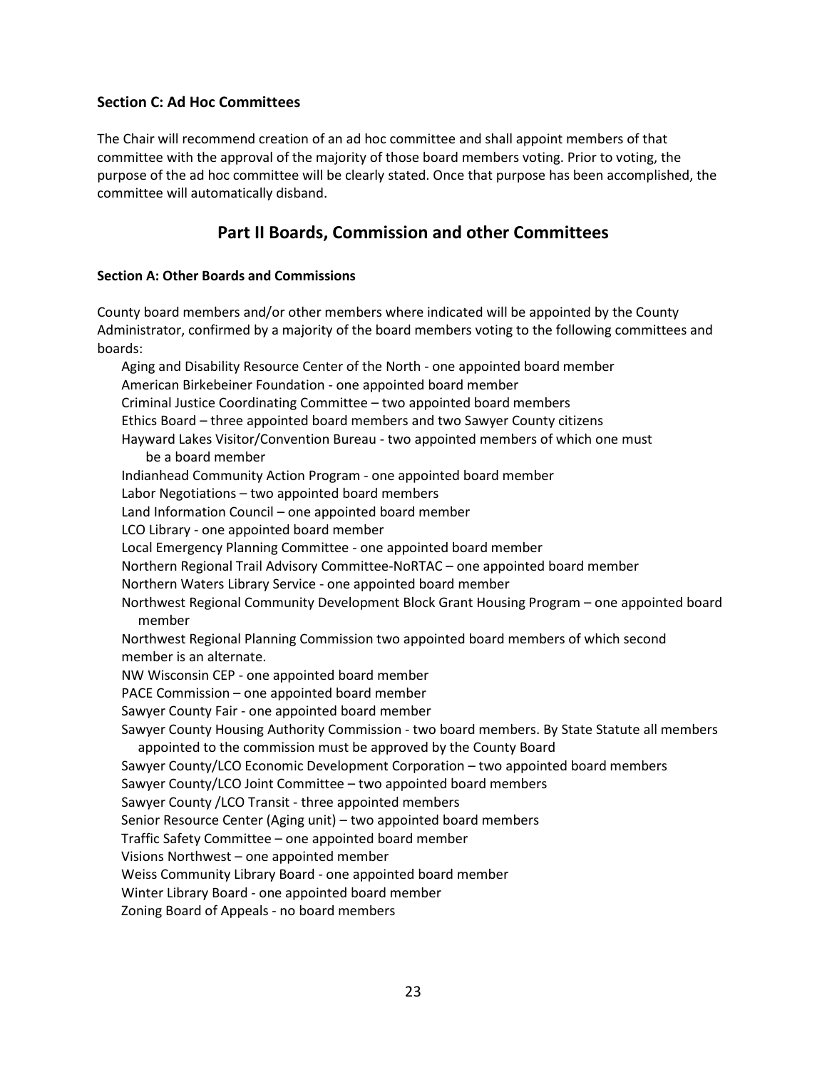### Section C: Ad Hoc Committees

The Chair will recommend creation of an ad hoc committee and shall appoint members of that committee with the approval of the majority of those board members voting. Prior to voting, the purpose of the ad hoc committee will be clearly stated. Once that purpose has been accomplished, the committee will automatically disband.

## Part II Boards, Commission and other Committees

#### Section A: Other Boards and Commissions

County board members and/or other members where indicated will be appointed by the County Administrator, confirmed by a majority of the board members voting to the following committees and boards:

- Aging and Disability Resource Center of the North - one appointed board member
- American Birkebeiner Foundation - one appointed board member
- Criminal Justice Coordinating Committee – two appointed board members
- Ethics Board – three appointed board members and two Sawyer County citizens
- Hayward Lakes Visitor/Convention Bureau - two appointed members of which one must be a board member
- Indianhead Community Action Program - one appointed board member
- Labor Negotiations – two appointed board members
- Land Information Council – one appointed board member
- LCO Library - one appointed board member
- Local Emergency Planning Committee - one appointed board member
- Northern Regional Trail Advisory Committee-NoRTAC – one appointed board member
- Northern Waters Library Service - one appointed board member
- Northwest Regional Community Development Block Grant Housing Program – one appointed board member
- Northwest Regional Planning Commission two appointed board members of which second member is an alternate.
- NW Wisconsin CEP - one appointed board member
- PACE Commission – one appointed board member
- Sawyer County Fair - one appointed board member
- Sawyer County Housing Authority Commission - two board members. By State Statute all members appointed to the commission must be approved by the County Board
- Sawyer County/LCO Economic Development Corporation – two appointed board members
- Sawyer County/LCO Joint Committee – two appointed board members
- Sawyer County /LCO Transit - three appointed members
- Senior Resource Center (Aging unit) – two appointed board members
- Traffic Safety Committee – one appointed board member
- Visions Northwest – one appointed member
- Weiss Community Library Board - one appointed board member
- Winter Library Board - one appointed board member
- Zoning Board of Appeals - no board members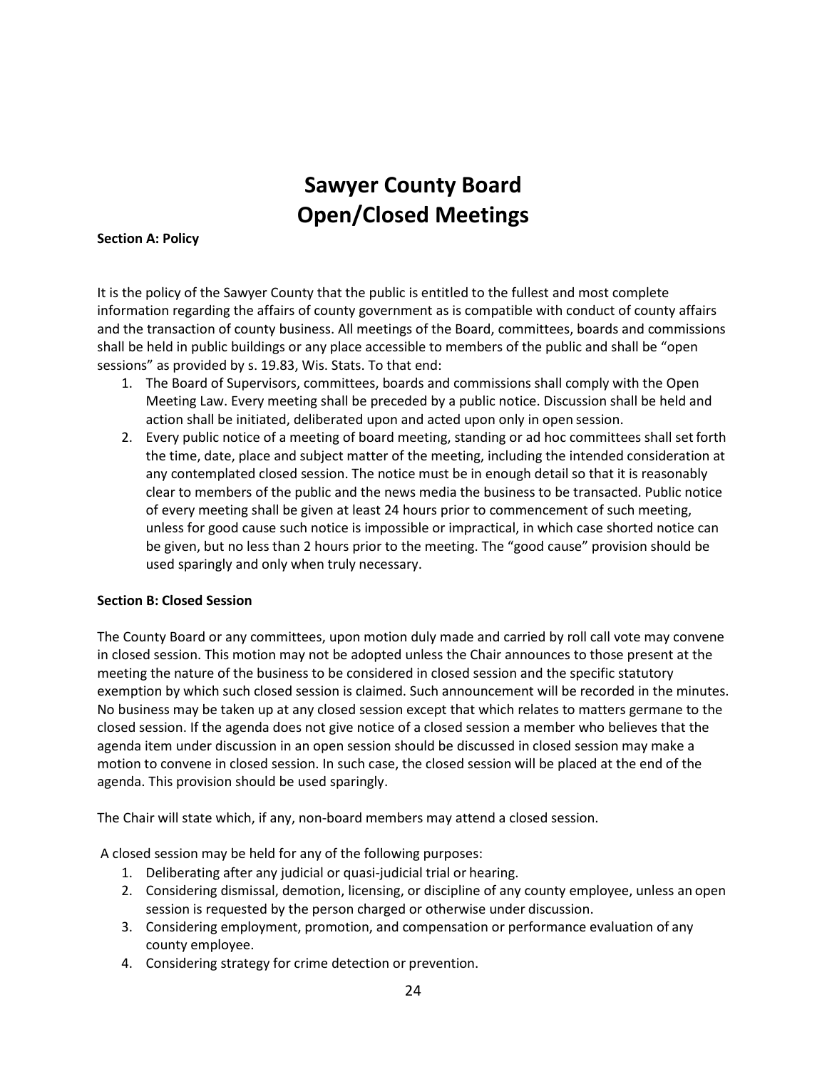# Sawyer County Board
# Open/Closed Meetings

**Section A: Policy**

It is the policy of the Sawyer County that the public is entitled to the fullest and most complete information regarding the affairs of county government as is compatible with conduct of county affairs and the transaction of county business. All meetings of the Board, committees, boards and commissions shall be held in public buildings or any place accessible to members of the public and shall be "open sessions" as provided by s. 19.83, Wis. Stats. To that end:

1. The Board of Supervisors, committees, boards and commissions shall comply with the Open Meeting Law. Every meeting shall be preceded by a public notice. Discussion shall be held and action shall be initiated, deliberated upon and acted upon only in open session.
2. Every public notice of a meeting of board meeting, standing or ad hoc committees shall set forth the time, date, place and subject matter of the meeting, including the intended consideration at any contemplated closed session. The notice must be in enough detail so that it is reasonably clear to members of the public and the news media the business to be transacted. Public notice of every meeting shall be given at least 24 hours prior to commencement of such meeting, unless for good cause such notice is impossible or impractical, in which case shorted notice can be given, but no less than 2 hours prior to the meeting. The "good cause" provision should be used sparingly and only when truly necessary.

**Section B: Closed Session**

The County Board or any committees, upon motion duly made and carried by roll call vote may convene in closed session. This motion may not be adopted unless the Chair announces to those present at the meeting the nature of the business to be considered in closed session and the specific statutory exemption by which such closed session is claimed. Such announcement will be recorded in the minutes. No business may be taken up at any closed session except that which relates to matters germane to the closed session. If the agenda does not give notice of a closed session a member who believes that the agenda item under discussion in an open session should be discussed in closed session may make a motion to convene in closed session. In such case, the closed session will be placed at the end of the agenda. This provision should be used sparingly.

The Chair will state which, if any, non-board members may attend a closed session.

A closed session may be held for any of the following purposes:

1. Deliberating after any judicial or quasi-judicial trial or hearing.
2. Considering dismissal, demotion, licensing, or discipline of any county employee, unless an open session is requested by the person charged or otherwise under discussion.
3. Considering employment, promotion, and compensation or performance evaluation of any county employee.
4. Considering strategy for crime detection or prevention.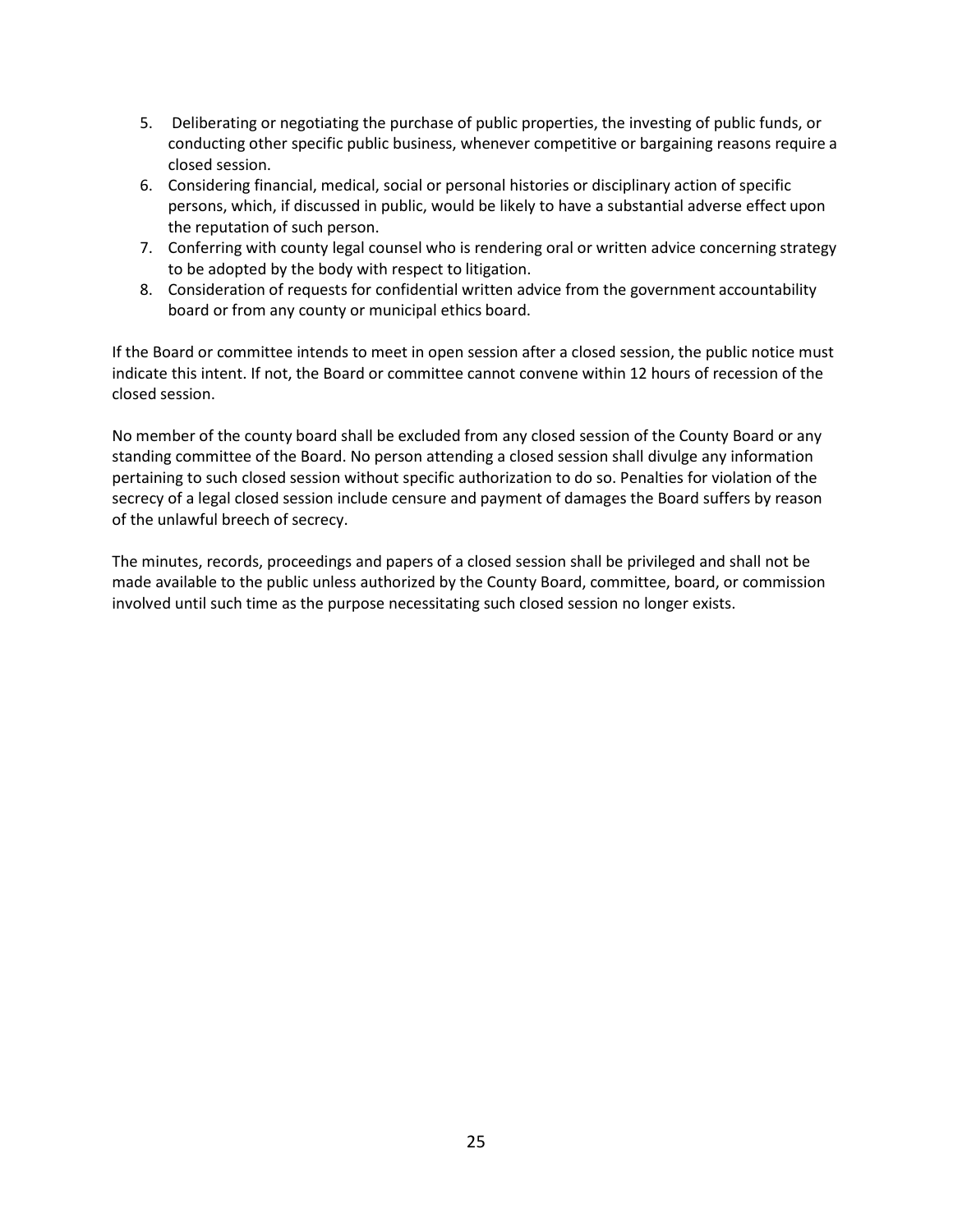5. Deliberating or negotiating the purchase of public properties, the investing of public funds, or conducting other specific public business, whenever competitive or bargaining reasons require a closed session.
6. Considering financial, medical, social or personal histories or disciplinary action of specific persons, which, if discussed in public, would be likely to have a substantial adverse effect upon the reputation of such person.
7. Conferring with county legal counsel who is rendering oral or written advice concerning strategy to be adopted by the body with respect to litigation.
8. Consideration of requests for confidential written advice from the government accountability board or from any county or municipal ethics board.

If the Board or committee intends to meet in open session after a closed session, the public notice must indicate this intent. If not, the Board or committee cannot convene within 12 hours of recession of the closed session.

No member of the county board shall be excluded from any closed session of the County Board or any standing committee of the Board. No person attending a closed session shall divulge any information pertaining to such closed session without specific authorization to do so. Penalties for violation of the secrecy of a legal closed session include censure and payment of damages the Board suffers by reason of the unlawful breech of secrecy.

The minutes, records, proceedings and papers of a closed session shall be privileged and shall not be made available to the public unless authorized by the County Board, committee, board, or commission involved until such time as the purpose necessitating such closed session no longer exists.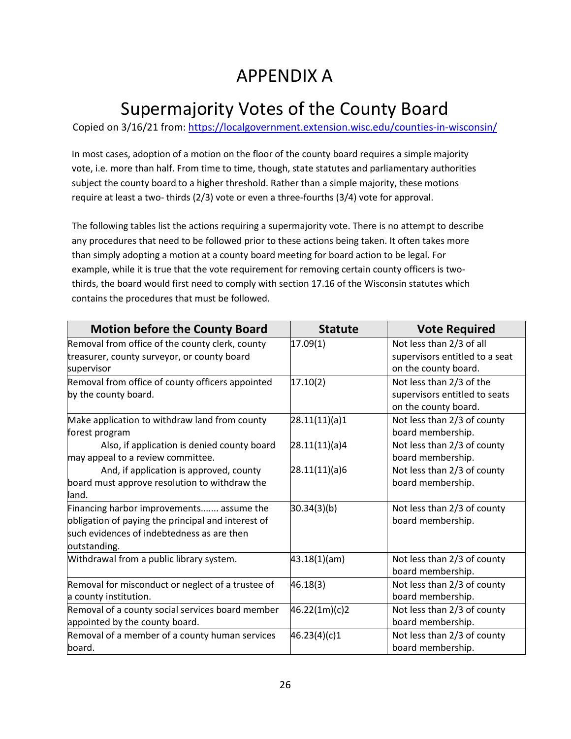# APPENDIX A

# Supermajority Votes of the County Board

Copied on 3/16/21 from: https://localgovernment.extension.wisc.edu/counties-in-wisconsin/

In most cases, adoption of a motion on the floor of the county board requires a simple majority vote, i.e. more than half. From time to time, though, state statutes and parliamentary authorities subject the county board to a higher threshold. Rather than a simple majority, these motions require at least a two- thirds (2/3) vote or even a three-fourths (3/4) vote for approval.

The following tables list the actions requiring a supermajority vote. There is no attempt to describe any procedures that need to be followed prior to these actions being taken. It often takes more than simply adopting a motion at a county board meeting for board action to be legal. For example, while it is true that the vote requirement for removing certain county officers is two-thirds, the board would first need to comply with section 17.16 of the Wisconsin statutes which contains the procedures that must be followed.

| Motion before the County Board | Statute | Vote Required |
|---|---|---|
| Removal from office of the county clerk, county treasurer, county surveyor, or county board supervisor | 17.09(1) | Not less than 2/3 of all supervisors entitled to a seat on the county board. |
| Removal from office of county officers appointed by the county board. | 17.10(2) | Not less than 2/3 of the supervisors entitled to seats on the county board. |
| Make application to withdraw land from county forest program | 28.11(11)(a)1 | Not less than 2/3 of county board membership. |
| Also, if application is denied county board may appeal to a review committee. | 28.11(11)(a)4 | Not less than 2/3 of county board membership. |
| And, if application is approved, county board must approve resolution to withdraw the land. | 28.11(11)(a)6 | Not less than 2/3 of county board membership. |
| Financing harbor improvements....... assume the obligation of paying the principal and interest of such evidences of indebtedness as are then outstanding. | 30.34(3)(b) | Not less than 2/3 of county board membership. |
| Withdrawal from a public library system. | 43.18(1)(am) | Not less than 2/3 of county board membership. |
| Removal for misconduct or neglect of a trustee of a county institution. | 46.18(3) | Not less than 2/3 of county board membership. |
| Removal of a county social services board member appointed by the county board. | 46.22(1m)(c)2 | Not less than 2/3 of county board membership. |
| Removal of a member of a county human services board. | 46.23(4)(c)1 | Not less than 2/3 of county board membership. |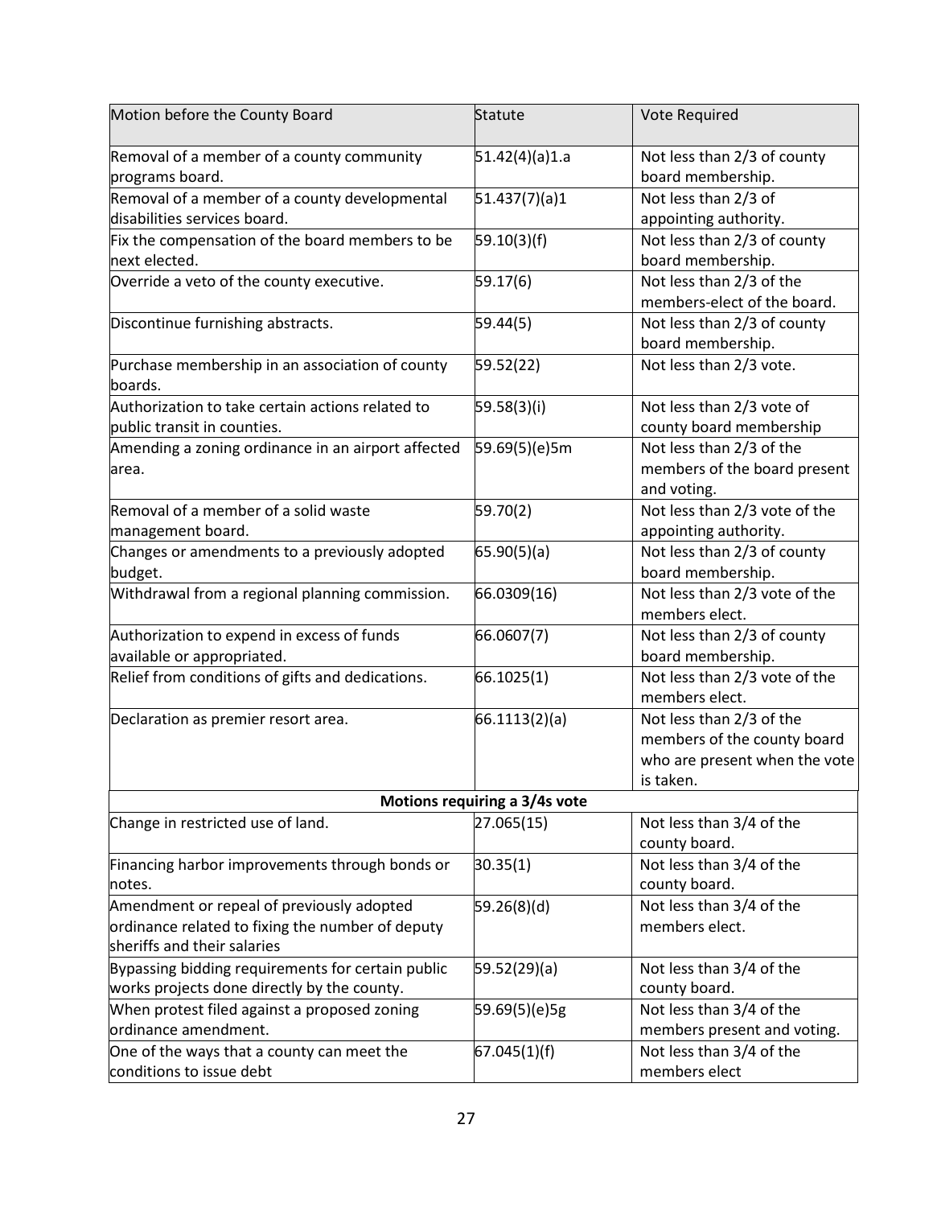| Motion before the County Board | Statute | Vote Required |
|---|---|---|
| Removal of a member of a county community programs board. | 51.42(4)(a)1.a | Not less than 2/3 of county board membership. |
| Removal of a member of a county developmental disabilities services board. | 51.437(7)(a)1 | Not less than 2/3 of appointing authority. |
| Fix the compensation of the board members to be next elected. | 59.10(3)(f) | Not less than 2/3 of county board membership. |
| Override a veto of the county executive. | 59.17(6) | Not less than 2/3 of the members-elect of the board. |
| Discontinue furnishing abstracts. | 59.44(5) | Not less than 2/3 of county board membership. |
| Purchase membership in an association of county boards. | 59.52(22) | Not less than 2/3 vote. |
| Authorization to take certain actions related to public transit in counties. | 59.58(3)(i) | Not less than 2/3 vote of county board membership |
| Amending a zoning ordinance in an airport affected area. | 59.69(5)(e)5m | Not less than 2/3 of the members of the board present and voting. |
| Removal of a member of a solid waste management board. | 59.70(2) | Not less than 2/3 vote of the appointing authority. |
| Changes or amendments to a previously adopted budget. | 65.90(5)(a) | Not less than 2/3 of county board membership. |
| Withdrawal from a regional planning commission. | 66.0309(16) | Not less than 2/3 vote of the members elect. |
| Authorization to expend in excess of funds available or appropriated. | 66.0607(7) | Not less than 2/3 of county board membership. |
| Relief from conditions of gifts and dedications. | 66.1025(1) | Not less than 2/3 vote of the members elect. |
| Declaration as premier resort area. | 66.1113(2)(a) | Not less than 2/3 of the members of the county board who are present when the vote is taken. |
| **Motions requiring a 3/4s vote** | | |
| Change in restricted use of land. | 27.065(15) | Not less than 3/4 of the county board. |
| Financing harbor improvements through bonds or notes. | 30.35(1) | Not less than 3/4 of the county board. |
| Amendment or repeal of previously adopted ordinance related to fixing the number of deputy sheriffs and their salaries | 59.26(8)(d) | Not less than 3/4 of the members elect. |
| Bypassing bidding requirements for certain public works projects done directly by the county. | 59.52(29)(a) | Not less than 3/4 of the county board. |
| When protest filed against a proposed zoning ordinance amendment. | 59.69(5)(e)5g | Not less than 3/4 of the members present and voting. |
| One of the ways that a county can meet the conditions to issue debt | 67.045(1)(f) | Not less than 3/4 of the members elect |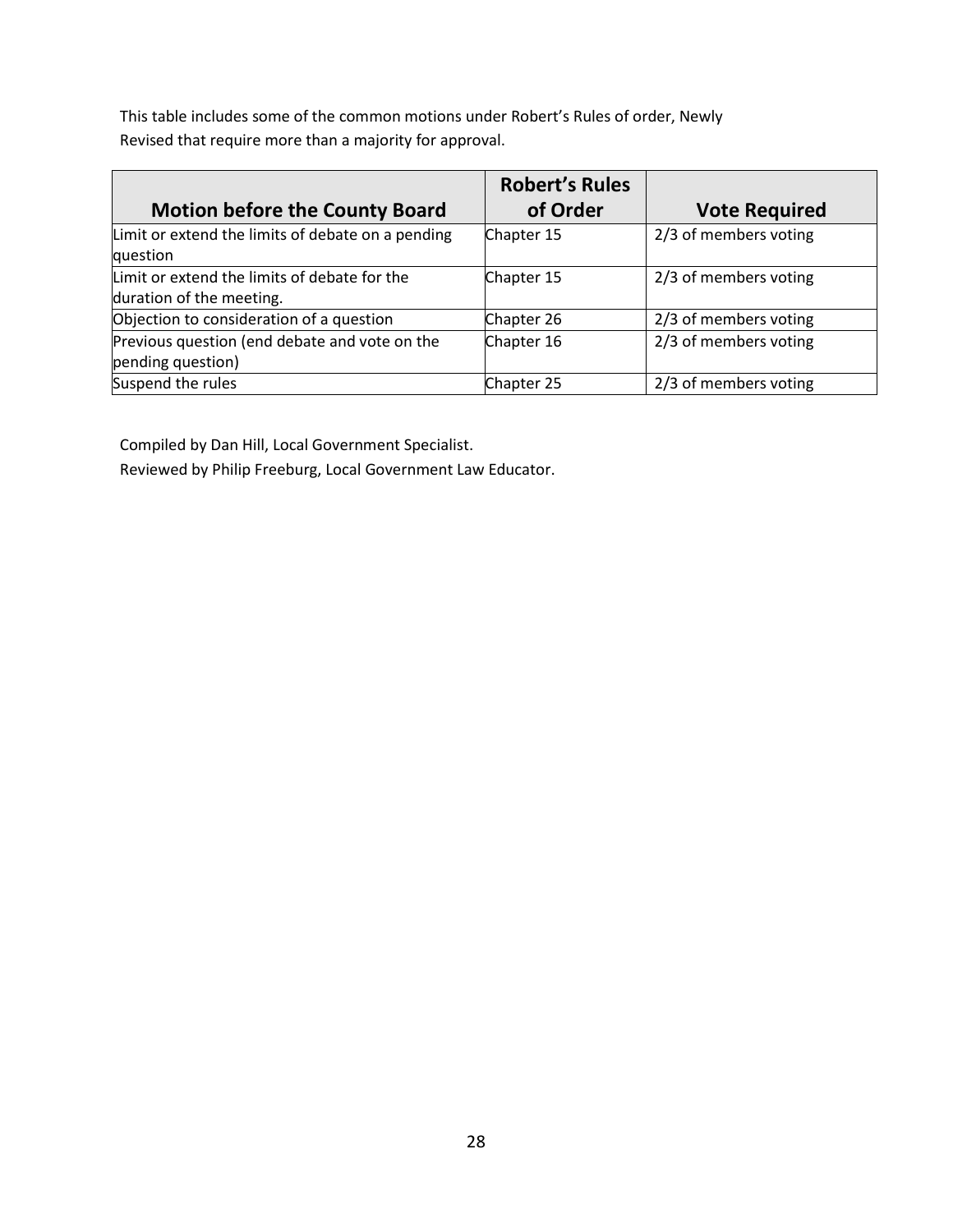This table includes some of the common motions under Robert's Rules of order, Newly Revised that require more than a majority for approval.

| Motion before the County Board | Robert's Rules of Order | Vote Required |
|---|---|---|
| Limit or extend the limits of debate on a pending question | Chapter 15 | 2/3 of members voting |
| Limit or extend the limits of debate for the duration of the meeting. | Chapter 15 | 2/3 of members voting |
| Objection to consideration of a question | Chapter 26 | 2/3 of members voting |
| Previous question (end debate and vote on the pending question) | Chapter 16 | 2/3 of members voting |
| Suspend the rules | Chapter 25 | 2/3 of members voting |

Compiled by Dan Hill, Local Government Specialist.

Reviewed by Philip Freeburg, Local Government Law Educator.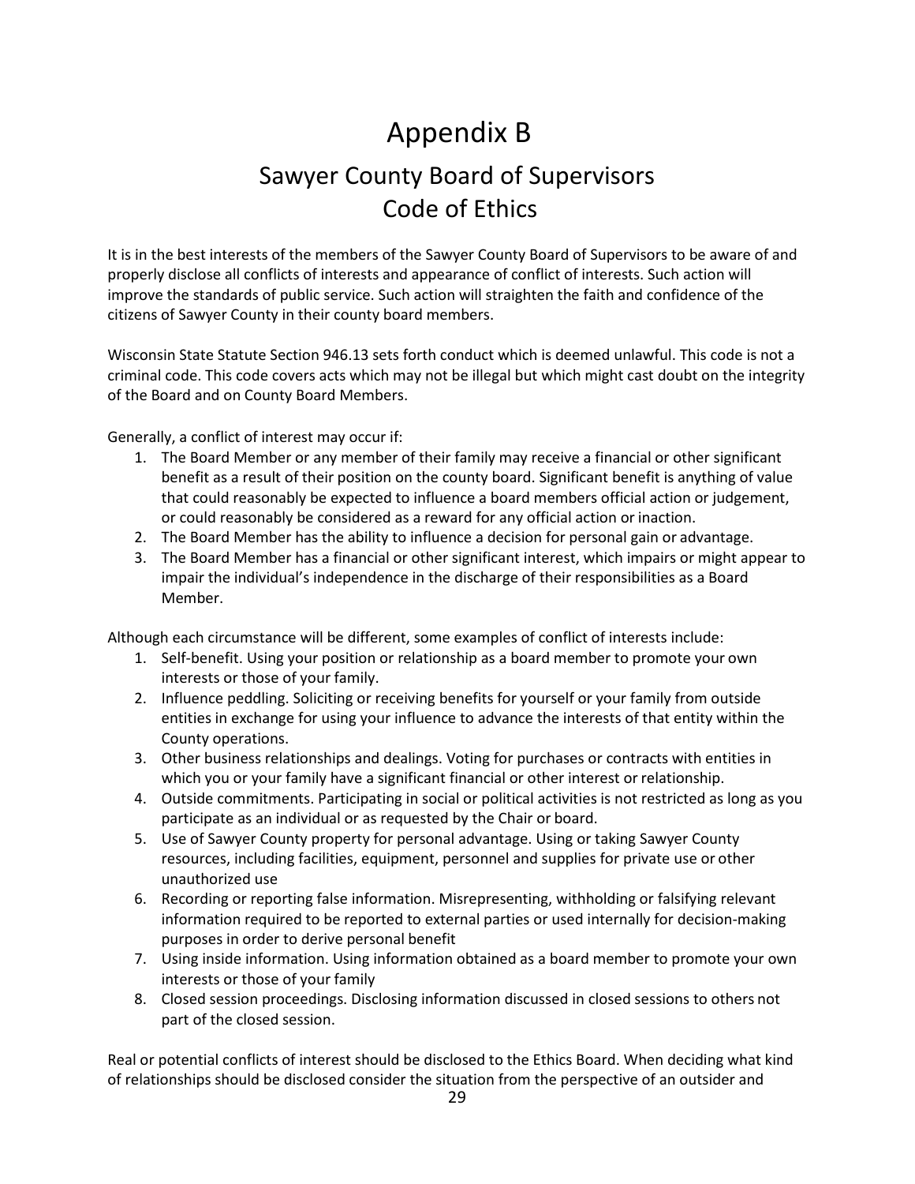# Appendix B

## Sawyer County Board of Supervisors Code of Ethics

It is in the best interests of the members of the Sawyer County Board of Supervisors to be aware of and properly disclose all conflicts of interests and appearance of conflict of interests. Such action will improve the standards of public service. Such action will straighten the faith and confidence of the citizens of Sawyer County in their county board members.

Wisconsin State Statute Section 946.13 sets forth conduct which is deemed unlawful. This code is not a criminal code. This code covers acts which may not be illegal but which might cast doubt on the integrity of the Board and on County Board Members.

Generally, a conflict of interest may occur if:

1. The Board Member or any member of their family may receive a financial or other significant benefit as a result of their position on the county board. Significant benefit is anything of value that could reasonably be expected to influence a board members official action or judgement, or could reasonably be considered as a reward for any official action or inaction.
2. The Board Member has the ability to influence a decision for personal gain or advantage.
3. The Board Member has a financial or other significant interest, which impairs or might appear to impair the individual's independence in the discharge of their responsibilities as a Board Member.

Although each circumstance will be different, some examples of conflict of interests include:

1. Self-benefit. Using your position or relationship as a board member to promote your own interests or those of your family.
2. Influence peddling. Soliciting or receiving benefits for yourself or your family from outside entities in exchange for using your influence to advance the interests of that entity within the County operations.
3. Other business relationships and dealings. Voting for purchases or contracts with entities in which you or your family have a significant financial or other interest or relationship.
4. Outside commitments. Participating in social or political activities is not restricted as long as you participate as an individual or as requested by the Chair or board.
5. Use of Sawyer County property for personal advantage. Using or taking Sawyer County resources, including facilities, equipment, personnel and supplies for private use or other unauthorized use
6. Recording or reporting false information. Misrepresenting, withholding or falsifying relevant information required to be reported to external parties or used internally for decision-making purposes in order to derive personal benefit
7. Using inside information. Using information obtained as a board member to promote your own interests or those of your family
8. Closed session proceedings. Disclosing information discussed in closed sessions to others not part of the closed session.

Real or potential conflicts of interest should be disclosed to the Ethics Board. When deciding what kind of relationships should be disclosed consider the situation from the perspective of an outsider and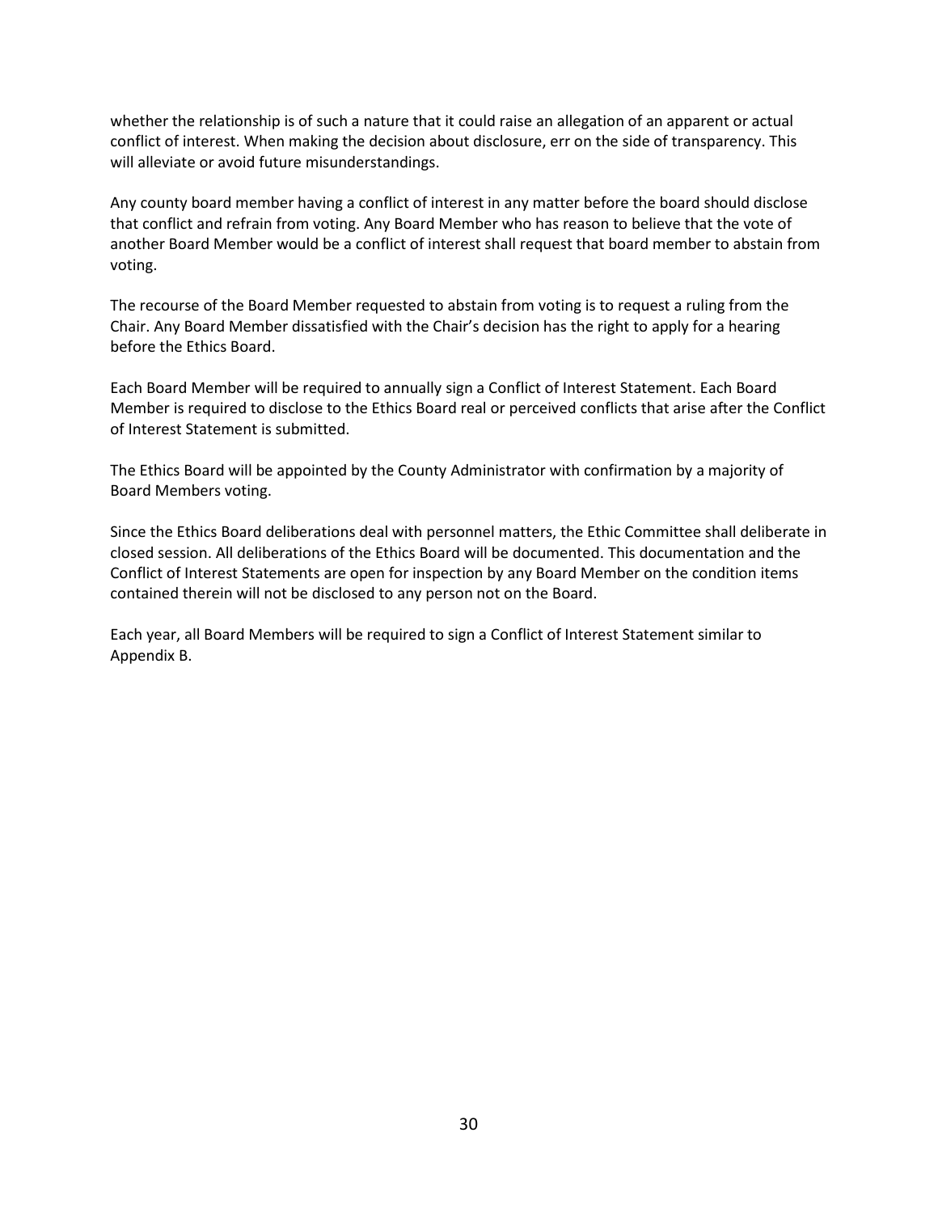whether the relationship is of such a nature that it could raise an allegation of an apparent or actual conflict of interest. When making the decision about disclosure, err on the side of transparency. This will alleviate or avoid future misunderstandings.

Any county board member having a conflict of interest in any matter before the board should disclose that conflict and refrain from voting. Any Board Member who has reason to believe that the vote of another Board Member would be a conflict of interest shall request that board member to abstain from voting.

The recourse of the Board Member requested to abstain from voting is to request a ruling from the Chair. Any Board Member dissatisfied with the Chair's decision has the right to apply for a hearing before the Ethics Board.

Each Board Member will be required to annually sign a Conflict of Interest Statement. Each Board Member is required to disclose to the Ethics Board real or perceived conflicts that arise after the Conflict of Interest Statement is submitted.

The Ethics Board will be appointed by the County Administrator with confirmation by a majority of Board Members voting.

Since the Ethics Board deliberations deal with personnel matters, the Ethic Committee shall deliberate in closed session. All deliberations of the Ethics Board will be documented. This documentation and the Conflict of Interest Statements are open for inspection by any Board Member on the condition items contained therein will not be disclosed to any person not on the Board.

Each year, all Board Members will be required to sign a Conflict of Interest Statement similar to Appendix B.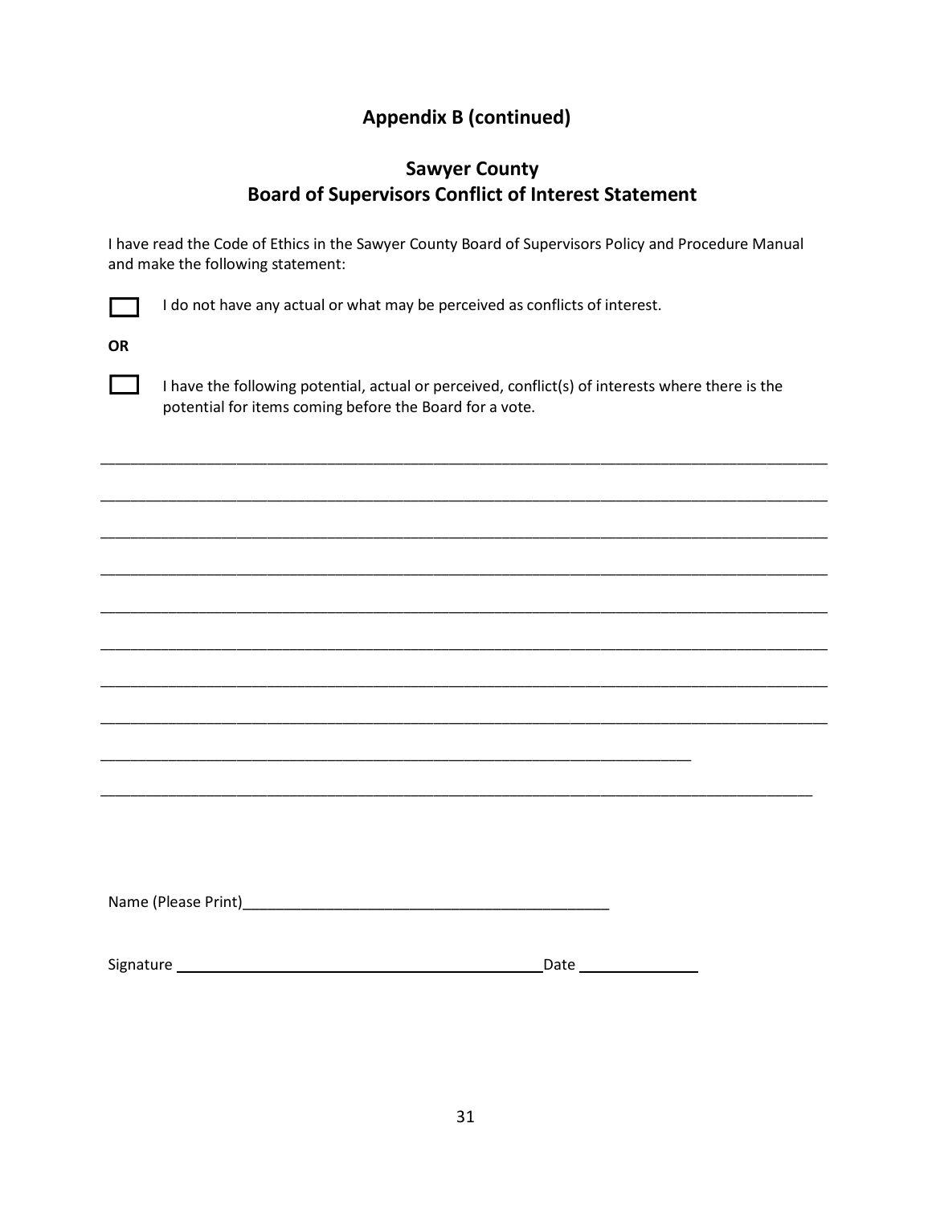## Appendix B (continued)

## Sawyer County
## Board of Supervisors Conflict of Interest Statement

I have read the Code of Ethics in the Sawyer County Board of Supervisors Policy and Procedure Manual and make the following statement:

☐ I do not have any actual or what may be perceived as conflicts of interest.

**OR**

☐ I have the following potential, actual or perceived, conflict(s) of interests where there is the potential for items coming before the Board for a vote.

______________________________________________________________________________

______________________________________________________________________________

______________________________________________________________________________

______________________________________________________________________________

______________________________________________________________________________

______________________________________________________________________________

______________________________________________________________________________

______________________________________________________________________________

_________________________________________________________________

______________________________________________________________________________

Name (Please Print)________________________________________

Signature ________________________________________Date ____________